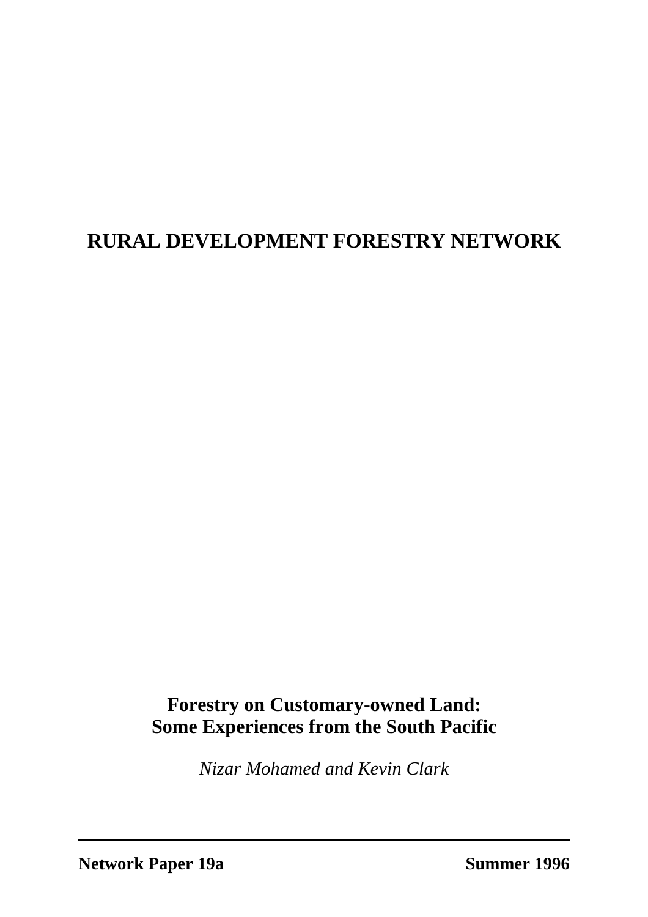# RURAL DEVELOPMENT FORESTRY NETWORK

## Forestry on Customary-owned Land: Some Experiences from the South Pacific

*Nizar Mohamed and Kevin Clark*

**Network Paper 19a** **Summer 1996**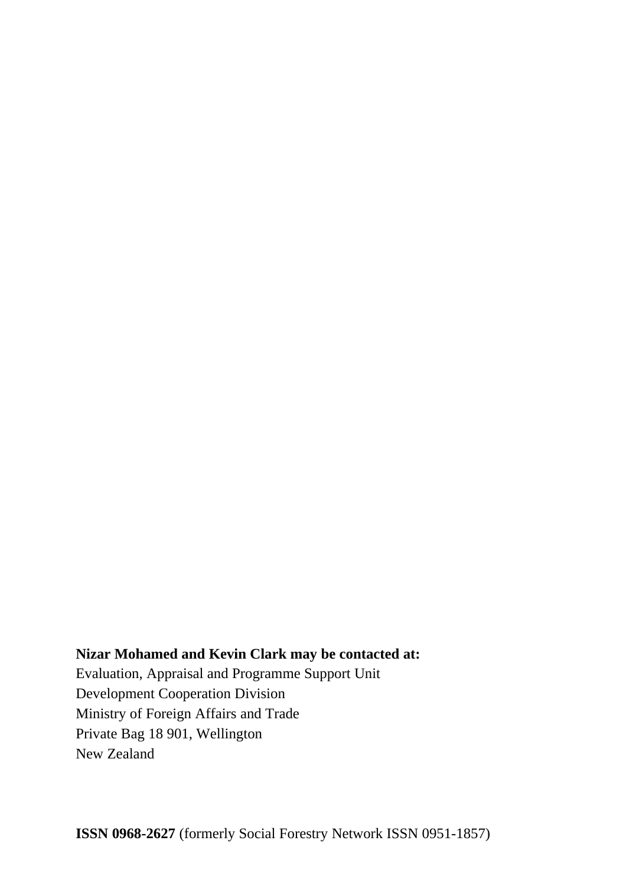**Nizar Mohamed and Kevin Clark may be contacted at:**
Evaluation, Appraisal and Programme Support Unit
Development Cooperation Division
Ministry of Foreign Affairs and Trade
Private Bag 18 901, Wellington
New Zealand

**ISSN 0968-2627** (formerly Social Forestry Network ISSN 0951-1857)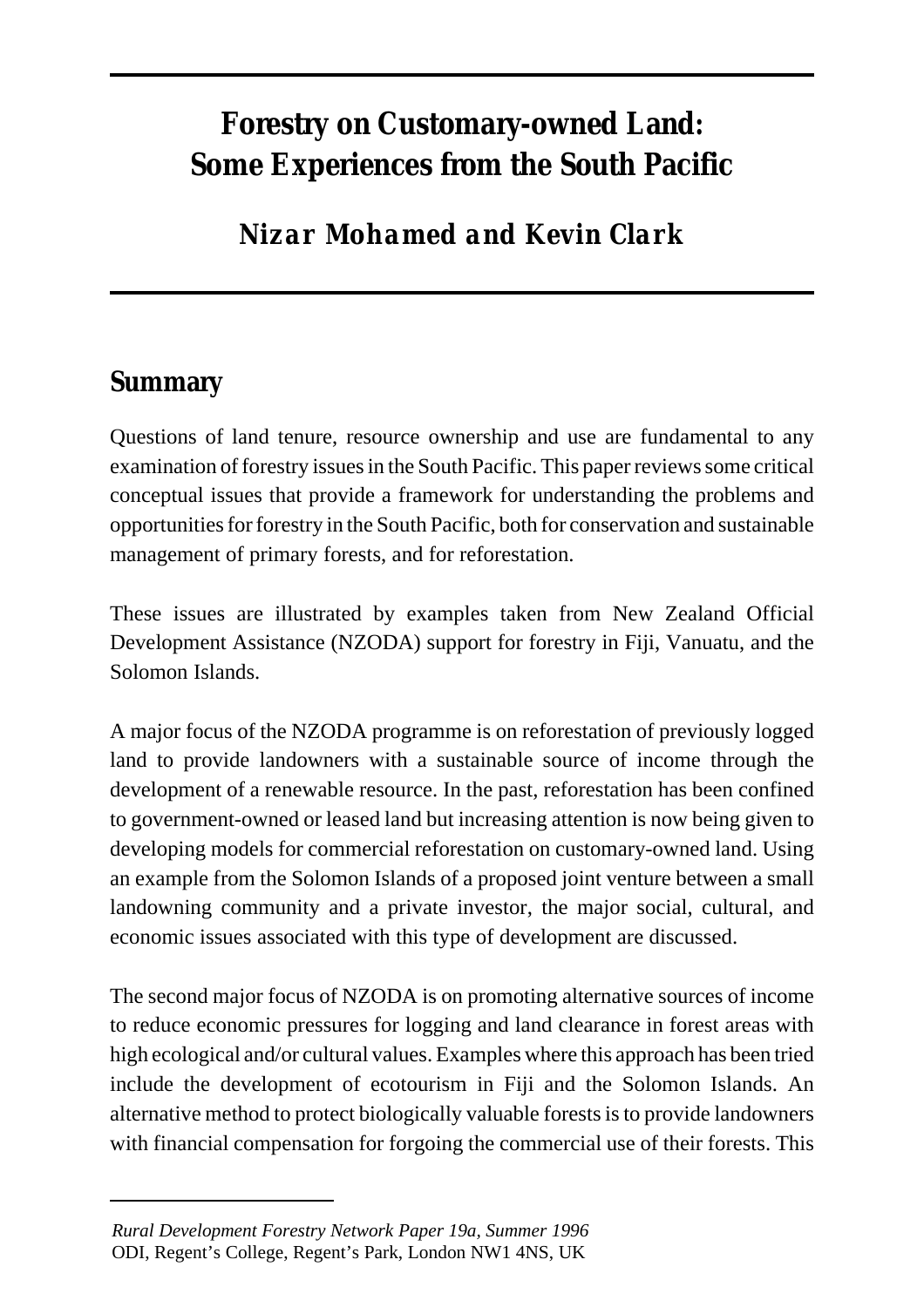# Forestry on Customary-owned Land: Some Experiences from the South Pacific

**Nizar Mohamed and Kevin Clark**

## Summary

Questions of land tenure, resource ownership and use are fundamental to any examination of forestry issues in the South Pacific. This paper reviews some critical conceptual issues that provide a framework for understanding the problems and opportunities for forestry in the South Pacific, both for conservation and sustainable management of primary forests, and for reforestation.

These issues are illustrated by examples taken from New Zealand Official Development Assistance (NZODA) support for forestry in Fiji, Vanuatu, and the Solomon Islands.

A major focus of the NZODA programme is on reforestation of previously logged land to provide landowners with a sustainable source of income through the development of a renewable resource. In the past, reforestation has been confined to government-owned or leased land but increasing attention is now being given to developing models for commercial reforestation on customary-owned land. Using an example from the Solomon Islands of a proposed joint venture between a small landowning community and a private investor, the major social, cultural, and economic issues associated with this type of development are discussed.

The second major focus of NZODA is on promoting alternative sources of income to reduce economic pressures for logging and land clearance in forest areas with high ecological and/or cultural values. Examples where this approach has been tried include the development of ecotourism in Fiji and the Solomon Islands. An alternative method to protect biologically valuable forests is to provide landowners with financial compensation for forgoing the commercial use of their forests. This

---

*Rural Development Forestry Network Paper 19a, Summer 1996*
ODI, Regent's College, Regent's Park, London NW1 4NS, UK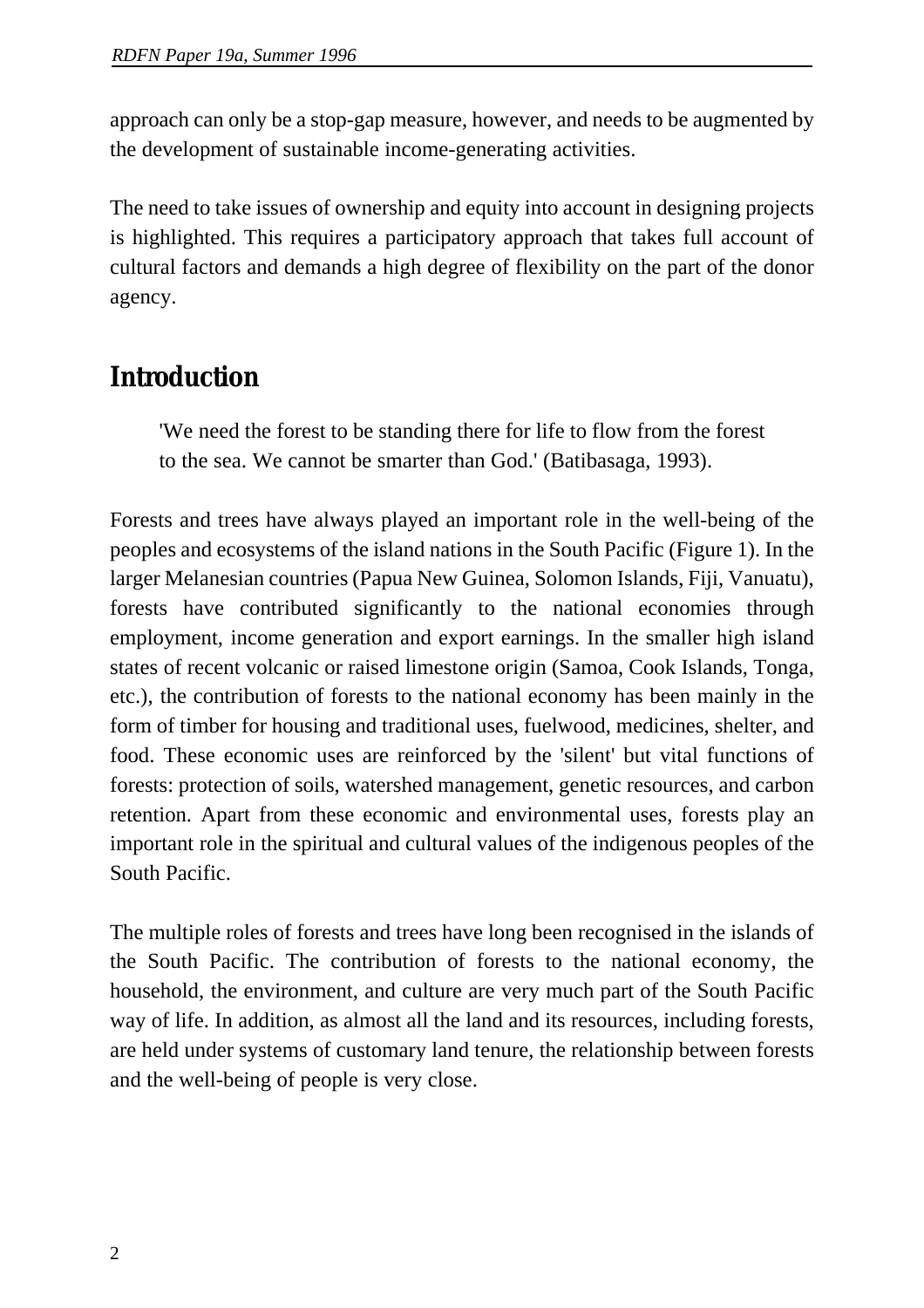approach can only be a stop-gap measure, however, and needs to be augmented by the development of sustainable income-generating activities.

The need to take issues of ownership and equity into account in designing projects is highlighted. This requires a participatory approach that takes full account of cultural factors and demands a high degree of flexibility on the part of the donor agency.

## Introduction

> 'We need the forest to be standing there for life to flow from the forest to the sea. We cannot be smarter than God.' (Batibasaga, 1993).

Forests and trees have always played an important role in the well-being of the peoples and ecosystems of the island nations in the South Pacific (Figure 1). In the larger Melanesian countries (Papua New Guinea, Solomon Islands, Fiji, Vanuatu), forests have contributed significantly to the national economies through employment, income generation and export earnings. In the smaller high island states of recent volcanic or raised limestone origin (Samoa, Cook Islands, Tonga, etc.), the contribution of forests to the national economy has been mainly in the form of timber for housing and traditional uses, fuelwood, medicines, shelter, and food. These economic uses are reinforced by the 'silent' but vital functions of forests: protection of soils, watershed management, genetic resources, and carbon retention. Apart from these economic and environmental uses, forests play an important role in the spiritual and cultural values of the indigenous peoples of the South Pacific.

The multiple roles of forests and trees have long been recognised in the islands of the South Pacific. The contribution of forests to the national economy, the household, the environment, and culture are very much part of the South Pacific way of life. In addition, as almost all the land and its resources, including forests, are held under systems of customary land tenure, the relationship between forests and the well-being of people is very close.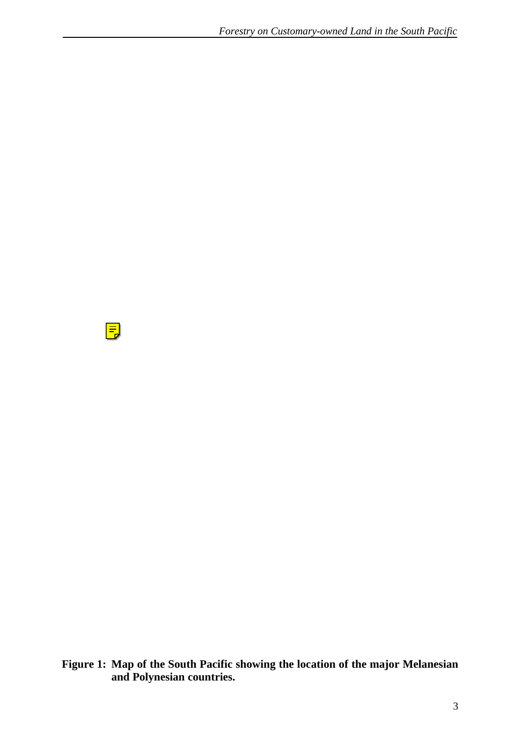**Figure 1: Map of the South Pacific showing the location of the major Melanesian and Polynesian countries.**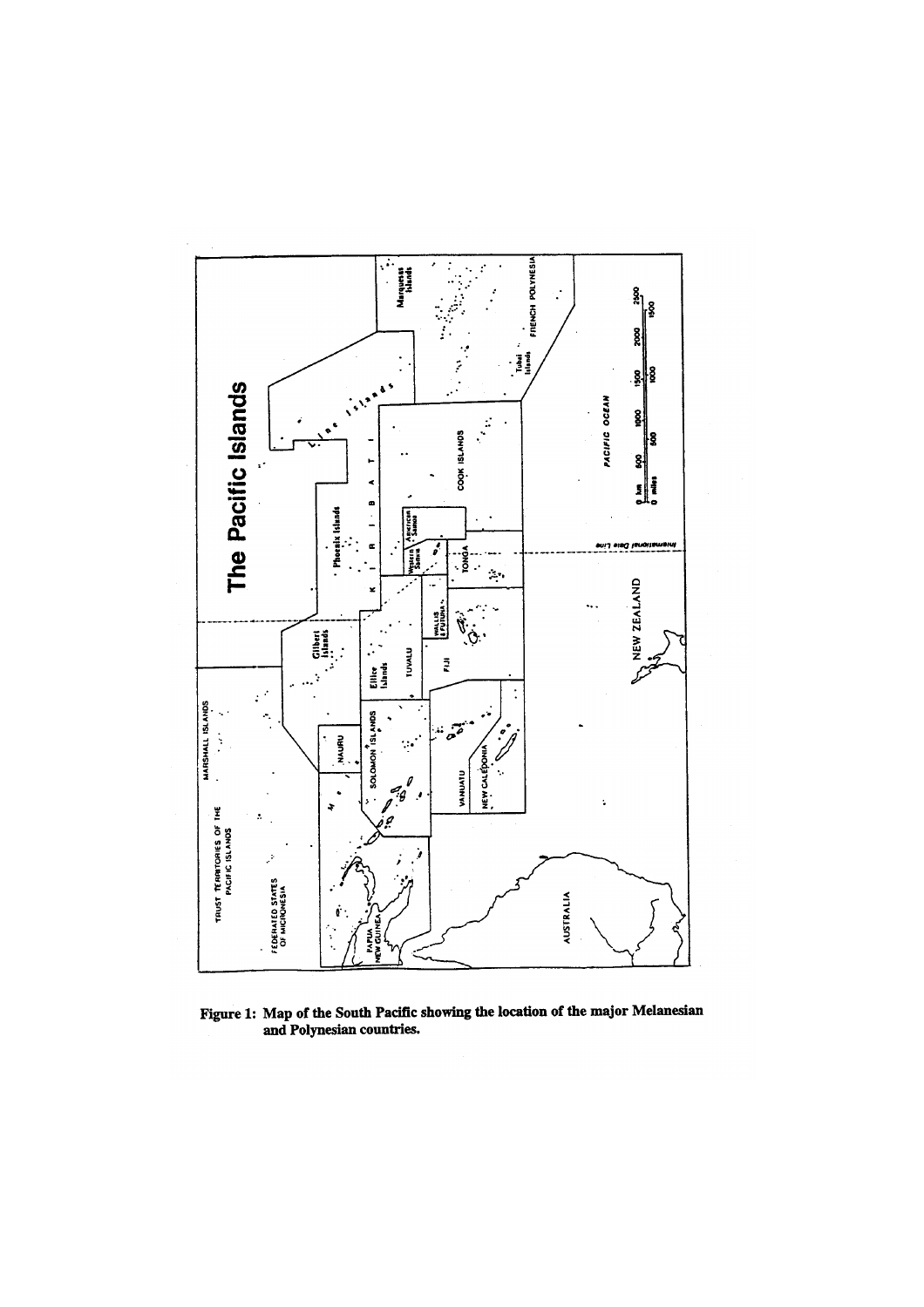Figure 1: Map of the South Pacific showing the location of the major Melanesian and Polynesian countries.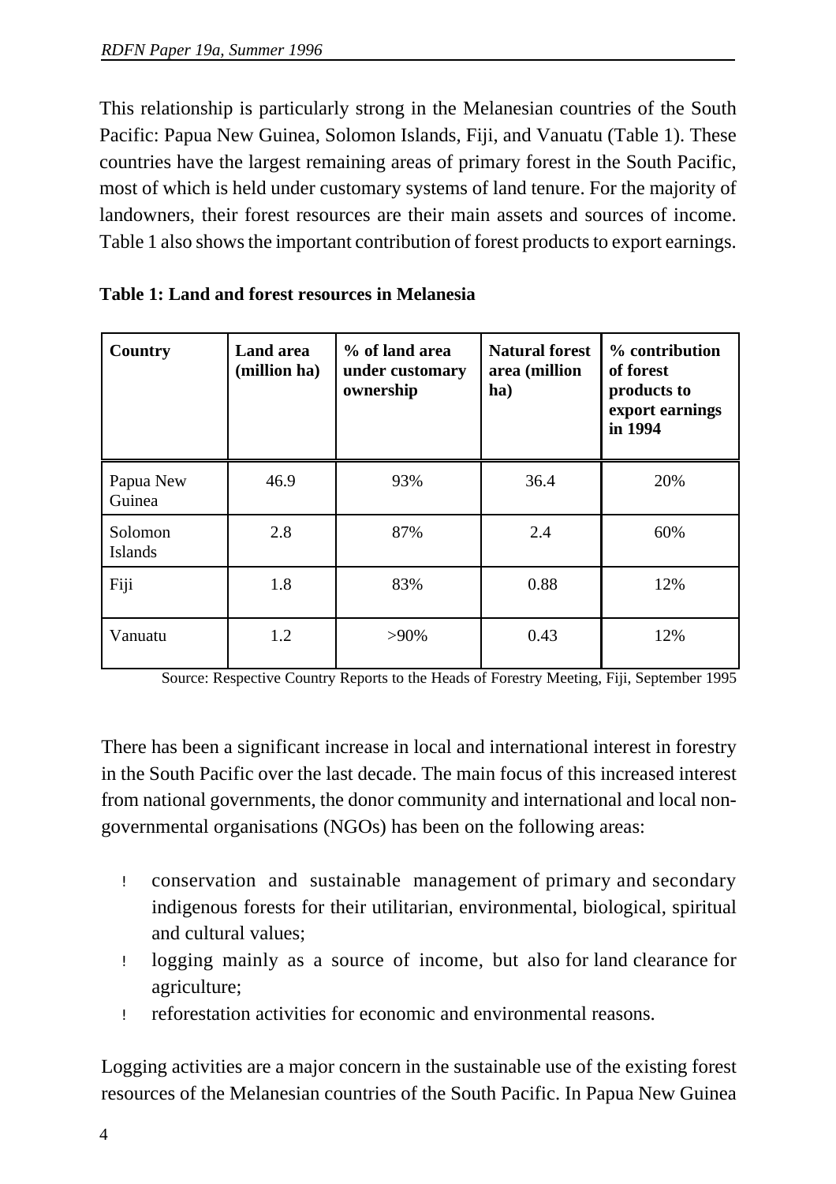This relationship is particularly strong in the Melanesian countries of the South Pacific: Papua New Guinea, Solomon Islands, Fiji, and Vanuatu (Table 1). These countries have the largest remaining areas of primary forest in the South Pacific, most of which is held under customary systems of land tenure. For the majority of landowners, their forest resources are their main assets and sources of income. Table 1 also shows the important contribution of forest products to export earnings.

**Table 1: Land and forest resources in Melanesia**

| Country | Land area (million ha) | % of land area under customary ownership | Natural forest area (million ha) | % contribution of forest products to export earnings in 1994 |
|---|---|---|---|---|
| Papua New Guinea | 46.9 | 93% | 36.4 | 20% |
| Solomon Islands | 2.8 | 87% | 2.4 | 60% |
| Fiji | 1.8 | 83% | 0.88 | 12% |
| Vanuatu | 1.2 | >90% | 0.43 | 12% |

Source: Respective Country Reports to the Heads of Forestry Meeting, Fiji, September 1995

There has been a significant increase in local and international interest in forestry in the South Pacific over the last decade. The main focus of this increased interest from national governments, the donor community and international and local non-governmental organisations (NGOs) has been on the following areas:

- conservation and sustainable management of primary and secondary indigenous forests for their utilitarian, environmental, biological, spiritual and cultural values;
- logging mainly as a source of income, but also for land clearance for agriculture;
- reforestation activities for economic and environmental reasons.

Logging activities are a major concern in the sustainable use of the existing forest resources of the Melanesian countries of the South Pacific. In Papua New Guinea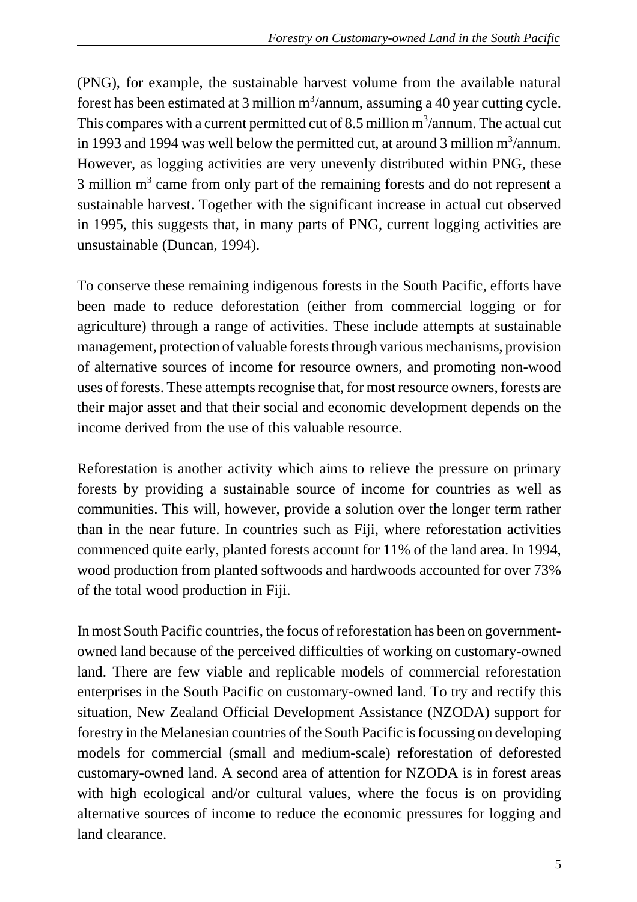(PNG), for example, the sustainable harvest volume from the available natural forest has been estimated at 3 million $m^3$/annum, assuming a 40 year cutting cycle. This compares with a current permitted cut of 8.5 million $m^3$/annum. The actual cut in 1993 and 1994 was well below the permitted cut, at around 3 million $m^3$/annum. However, as logging activities are very unevenly distributed within PNG, these 3 million $m^3$ came from only part of the remaining forests and do not represent a sustainable harvest. Together with the significant increase in actual cut observed in 1995, this suggests that, in many parts of PNG, current logging activities are unsustainable (Duncan, 1994).

To conserve these remaining indigenous forests in the South Pacific, efforts have been made to reduce deforestation (either from commercial logging or for agriculture) through a range of activities. These include attempts at sustainable management, protection of valuable forests through various mechanisms, provision of alternative sources of income for resource owners, and promoting non-wood uses of forests. These attempts recognise that, for most resource owners, forests are their major asset and that their social and economic development depends on the income derived from the use of this valuable resource.

Reforestation is another activity which aims to relieve the pressure on primary forests by providing a sustainable source of income for countries as well as communities. This will, however, provide a solution over the longer term rather than in the near future. In countries such as Fiji, where reforestation activities commenced quite early, planted forests account for 11% of the land area. In 1994, wood production from planted softwoods and hardwoods accounted for over 73% of the total wood production in Fiji.

In most South Pacific countries, the focus of reforestation has been on government-owned land because of the perceived difficulties of working on customary-owned land. There are few viable and replicable models of commercial reforestation enterprises in the South Pacific on customary-owned land. To try and rectify this situation, New Zealand Official Development Assistance (NZODA) support for forestry in the Melanesian countries of the South Pacific is focussing on developing models for commercial (small and medium-scale) reforestation of deforested customary-owned land. A second area of attention for NZODA is in forest areas with high ecological and/or cultural values, where the focus is on providing alternative sources of income to reduce the economic pressures for logging and land clearance.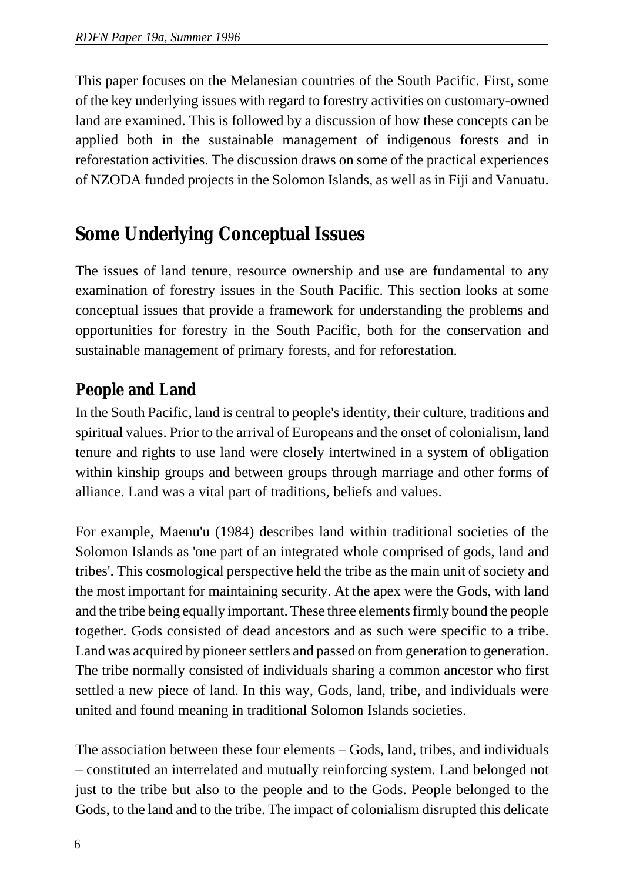This paper focuses on the Melanesian countries of the South Pacific. First, some of the key underlying issues with regard to forestry activities on customary-owned land are examined. This is followed by a discussion of how these concepts can be applied both in the sustainable management of indigenous forests and in reforestation activities. The discussion draws on some of the practical experiences of NZODA funded projects in the Solomon Islands, as well as in Fiji and Vanuatu.

## Some Underlying Conceptual Issues

The issues of land tenure, resource ownership and use are fundamental to any examination of forestry issues in the South Pacific. This section looks at some conceptual issues that provide a framework for understanding the problems and opportunities for forestry in the South Pacific, both for the conservation and sustainable management of primary forests, and for reforestation.

### People and Land

In the South Pacific, land is central to people's identity, their culture, traditions and spiritual values. Prior to the arrival of Europeans and the onset of colonialism, land tenure and rights to use land were closely intertwined in a system of obligation within kinship groups and between groups through marriage and other forms of alliance. Land was a vital part of traditions, beliefs and values.

For example, Maenu'u (1984) describes land within traditional societies of the Solomon Islands as 'one part of an integrated whole comprised of gods, land and tribes'. This cosmological perspective held the tribe as the main unit of society and the most important for maintaining security. At the apex were the Gods, with land and the tribe being equally important. These three elements firmly bound the people together. Gods consisted of dead ancestors and as such were specific to a tribe. Land was acquired by pioneer settlers and passed on from generation to generation. The tribe normally consisted of individuals sharing a common ancestor who first settled a new piece of land. In this way, Gods, land, tribe, and individuals were united and found meaning in traditional Solomon Islands societies.

The association between these four elements – Gods, land, tribes, and individuals – constituted an interrelated and mutually reinforcing system. Land belonged not just to the tribe but also to the people and to the Gods. People belonged to the Gods, to the land and to the tribe. The impact of colonialism disrupted this delicate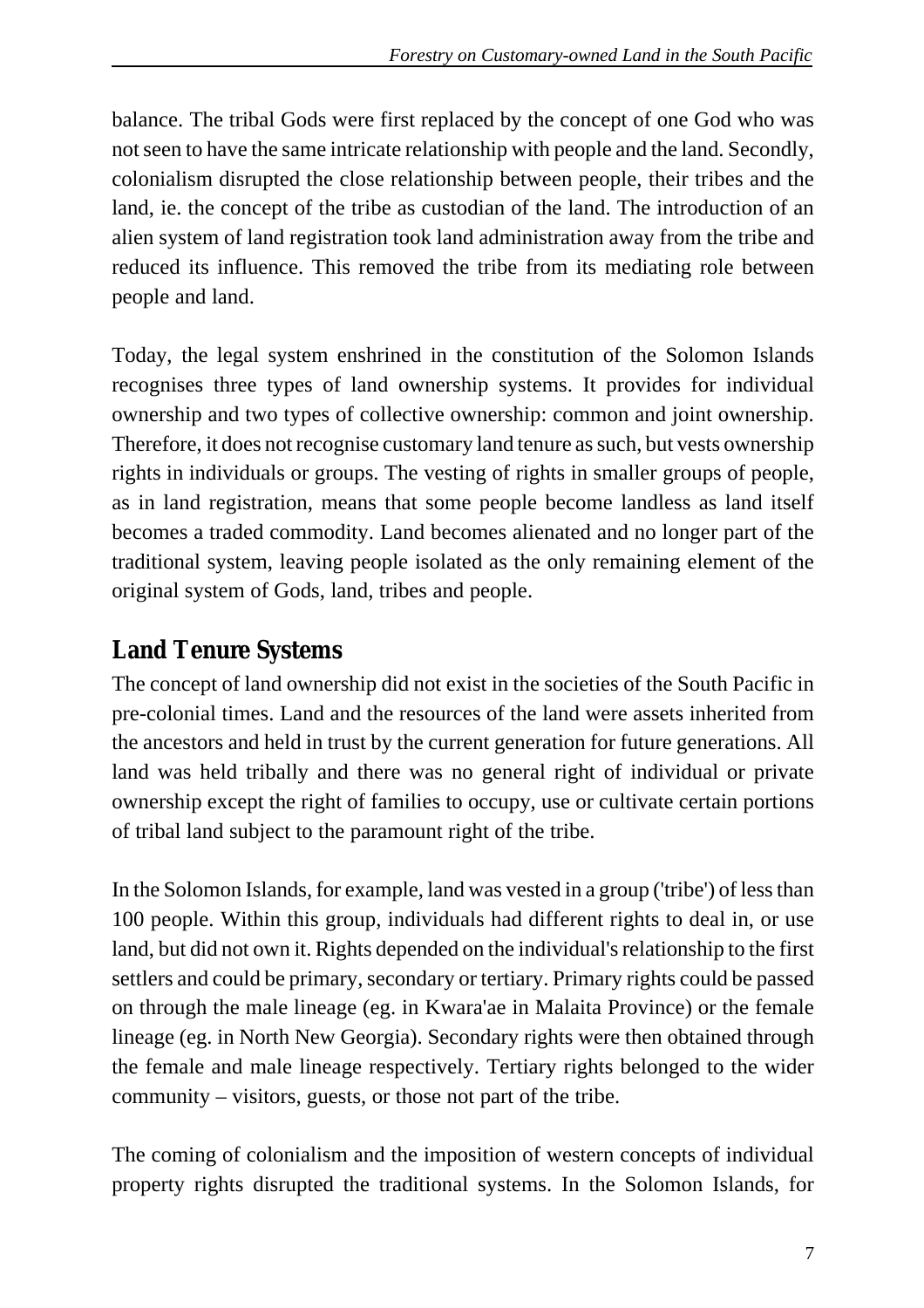balance. The tribal Gods were first replaced by the concept of one God who was not seen to have the same intricate relationship with people and the land. Secondly, colonialism disrupted the close relationship between people, their tribes and the land, ie. the concept of the tribe as custodian of the land. The introduction of an alien system of land registration took land administration away from the tribe and reduced its influence. This removed the tribe from its mediating role between people and land.

Today, the legal system enshrined in the constitution of the Solomon Islands recognises three types of land ownership systems. It provides for individual ownership and two types of collective ownership: common and joint ownership. Therefore, it does not recognise customary land tenure as such, but vests ownership rights in individuals or groups. The vesting of rights in smaller groups of people, as in land registration, means that some people become landless as land itself becomes a traded commodity. Land becomes alienated and no longer part of the traditional system, leaving people isolated as the only remaining element of the original system of Gods, land, tribes and people.

## Land Tenure Systems

The concept of land ownership did not exist in the societies of the South Pacific in pre-colonial times. Land and the resources of the land were assets inherited from the ancestors and held in trust by the current generation for future generations. All land was held tribally and there was no general right of individual or private ownership except the right of families to occupy, use or cultivate certain portions of tribal land subject to the paramount right of the tribe.

In the Solomon Islands, for example, land was vested in a group ('tribe') of less than 100 people. Within this group, individuals had different rights to deal in, or use land, but did not own it. Rights depended on the individual's relationship to the first settlers and could be primary, secondary or tertiary. Primary rights could be passed on through the male lineage (eg. in Kwara'ae in Malaita Province) or the female lineage (eg. in North New Georgia). Secondary rights were then obtained through the female and male lineage respectively. Tertiary rights belonged to the wider community – visitors, guests, or those not part of the tribe.

The coming of colonialism and the imposition of western concepts of individual property rights disrupted the traditional systems. In the Solomon Islands, for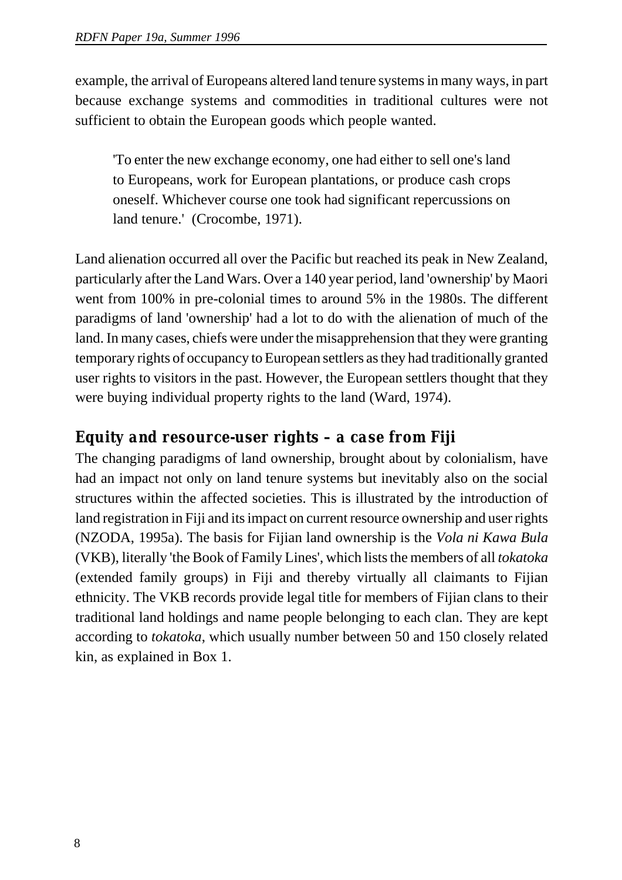example, the arrival of Europeans altered land tenure systems in many ways, in part because exchange systems and commodities in traditional cultures were not sufficient to obtain the European goods which people wanted.

> 'To enter the new exchange economy, one had either to sell one's land to Europeans, work for European plantations, or produce cash crops oneself. Whichever course one took had significant repercussions on land tenure.' (Crocombe, 1971).

Land alienation occurred all over the Pacific but reached its peak in New Zealand, particularly after the Land Wars. Over a 140 year period, land 'ownership' by Maori went from 100% in pre-colonial times to around 5% in the 1980s. The different paradigms of land 'ownership' had a lot to do with the alienation of much of the land. In many cases, chiefs were under the misapprehension that they were granting temporary rights of occupancy to European settlers as they had traditionally granted user rights to visitors in the past. However, the European settlers thought that they were buying individual property rights to the land (Ward, 1974).

## Equity and resource-user rights – a case from Fiji

The changing paradigms of land ownership, brought about by colonialism, have had an impact not only on land tenure systems but inevitably also on the social structures within the affected societies. This is illustrated by the introduction of land registration in Fiji and its impact on current resource ownership and user rights (NZODA, 1995a). The basis for Fijian land ownership is the *Vola ni Kawa Bula* (VKB), literally 'the Book of Family Lines', which lists the members of all *tokatoka* (extended family groups) in Fiji and thereby virtually all claimants to Fijian ethnicity. The VKB records provide legal title for members of Fijian clans to their traditional land holdings and name people belonging to each clan. They are kept according to *tokatoka*, which usually number between 50 and 150 closely related kin, as explained in Box 1.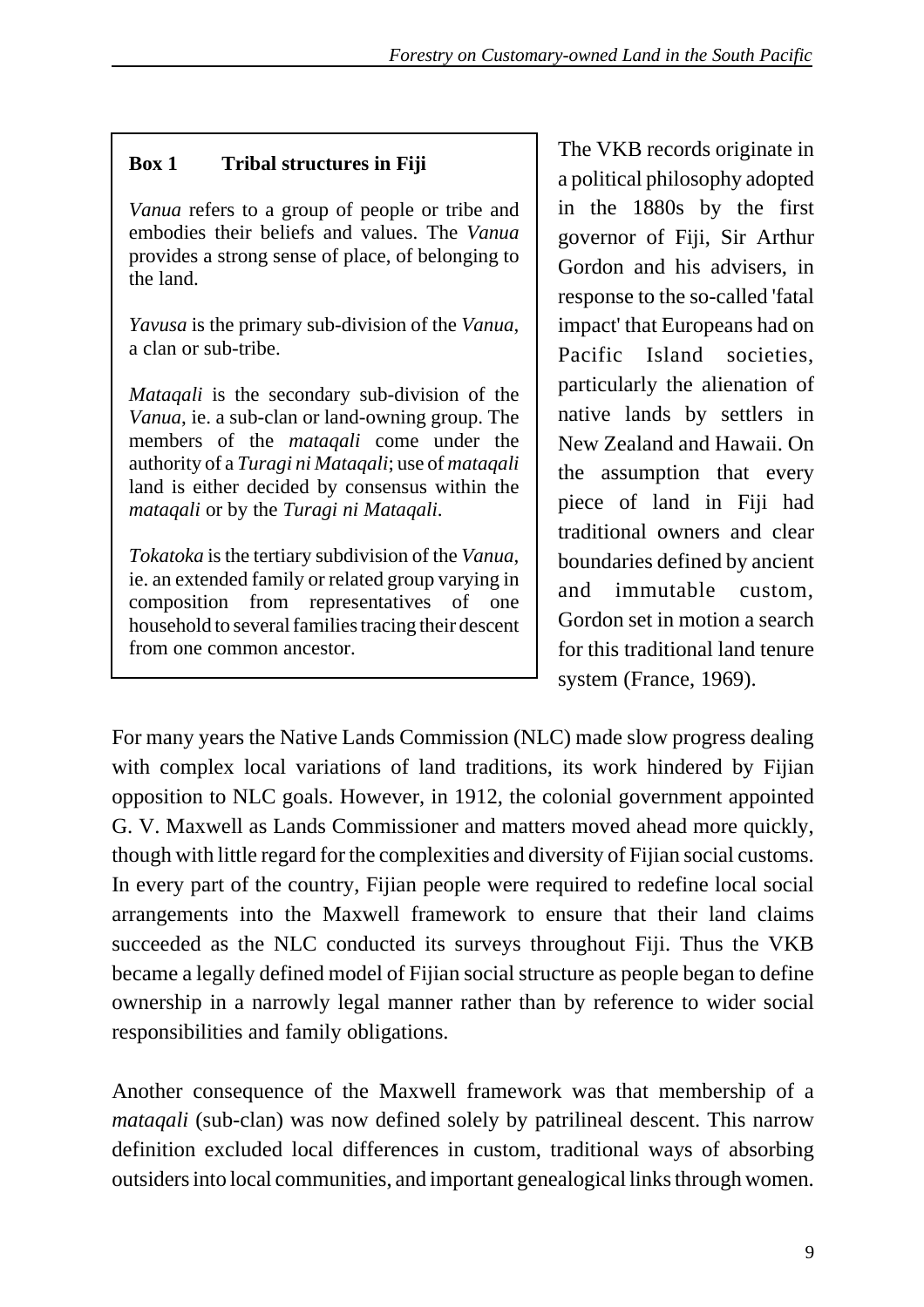**Box 1 Tribal structures in Fiji**

*Vanua* refers to a group of people or tribe and embodies their beliefs and values. The *Vanua* provides a strong sense of place, of belonging to the land.

*Yavusa* is the primary sub-division of the *Vanua*, a clan or sub-tribe.

*Mataqali* is the secondary sub-division of the *Vanua*, ie. a sub-clan or land-owning group. The members of the *mataqali* come under the authority of a *Turagi ni Mataqali*; use of *mataqali* land is either decided by consensus within the *mataqali* or by the *Turagi ni Mataqali*.

*Tokatoka* is the tertiary subdivision of the *Vanua*, ie. an extended family or related group varying in composition from representatives of one household to several families tracing their descent from one common ancestor.

The VKB records originate in a political philosophy adopted in the 1880s by the first governor of Fiji, Sir Arthur Gordon and his advisers, in response to the so-called 'fatal impact' that Europeans had on Pacific Island societies, particularly the alienation of native lands by settlers in New Zealand and Hawaii. On the assumption that every piece of land in Fiji had traditional owners and clear boundaries defined by ancient and immutable custom, Gordon set in motion a search for this traditional land tenure system (France, 1969).

For many years the Native Lands Commission (NLC) made slow progress dealing with complex local variations of land traditions, its work hindered by Fijian opposition to NLC goals. However, in 1912, the colonial government appointed G. V. Maxwell as Lands Commissioner and matters moved ahead more quickly, though with little regard for the complexities and diversity of Fijian social customs. In every part of the country, Fijian people were required to redefine local social arrangements into the Maxwell framework to ensure that their land claims succeeded as the NLC conducted its surveys throughout Fiji. Thus the VKB became a legally defined model of Fijian social structure as people began to define ownership in a narrowly legal manner rather than by reference to wider social responsibilities and family obligations.

Another consequence of the Maxwell framework was that membership of a *mataqali* (sub-clan) was now defined solely by patrilineal descent. This narrow definition excluded local differences in custom, traditional ways of absorbing outsiders into local communities, and important genealogical links through women.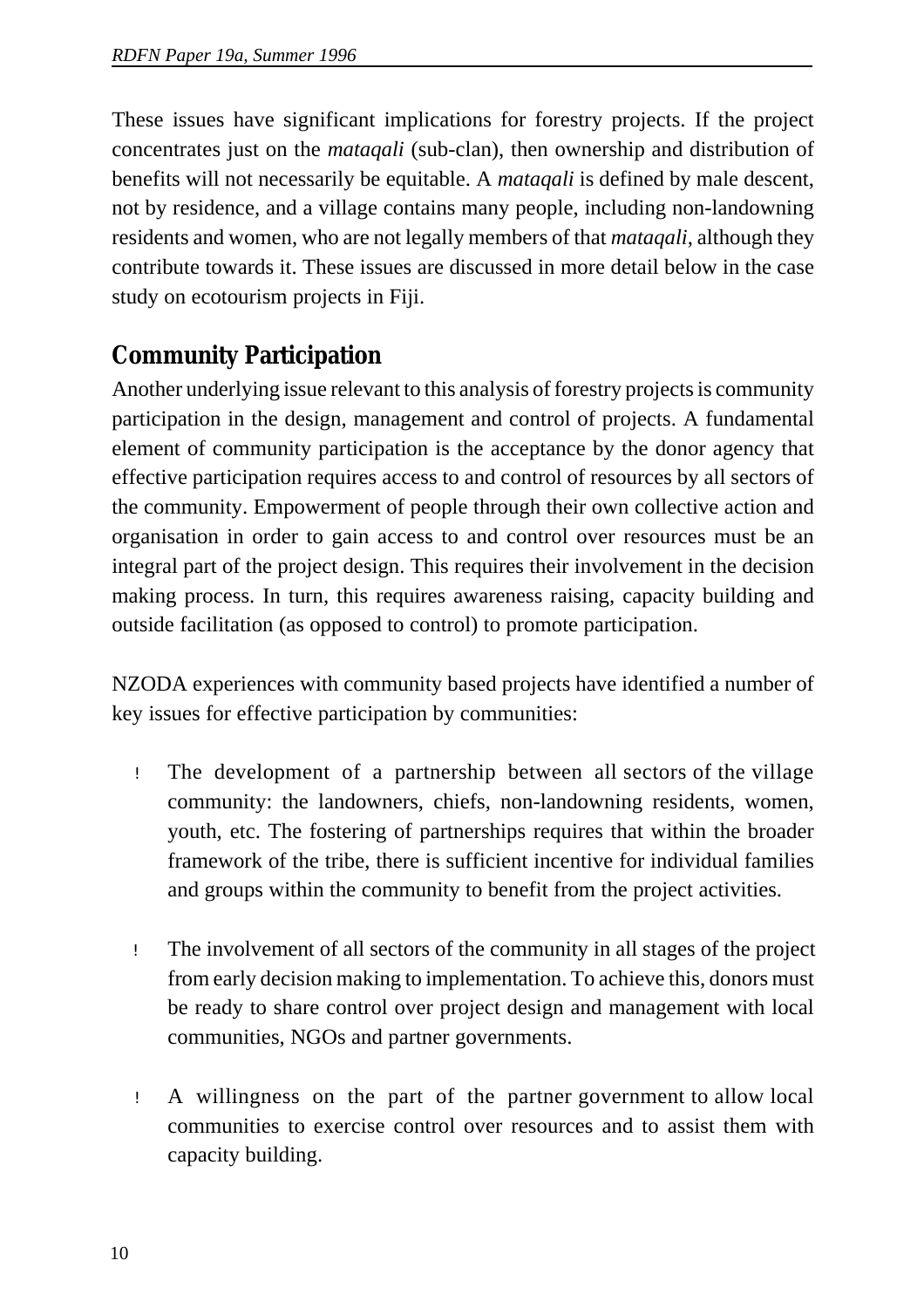These issues have significant implications for forestry projects. If the project concentrates just on the *mataqali* (sub-clan), then ownership and distribution of benefits will not necessarily be equitable. A *mataqali* is defined by male descent, not by residence, and a village contains many people, including non-landowning residents and women, who are not legally members of that *mataqali,* although they contribute towards it. These issues are discussed in more detail below in the case study on ecotourism projects in Fiji.

## Community Participation

Another underlying issue relevant to this analysis of forestry projects is community participation in the design, management and control of projects. A fundamental element of community participation is the acceptance by the donor agency that effective participation requires access to and control of resources by all sectors of the community. Empowerment of people through their own collective action and organisation in order to gain access to and control over resources must be an integral part of the project design. This requires their involvement in the decision making process. In turn, this requires awareness raising, capacity building and outside facilitation (as opposed to control) to promote participation.

NZODA experiences with community based projects have identified a number of key issues for effective participation by communities:

- The development of a partnership between all sectors of the village community: the landowners, chiefs, non-landowning residents, women, youth, etc. The fostering of partnerships requires that within the broader framework of the tribe, there is sufficient incentive for individual families and groups within the community to benefit from the project activities.

- The involvement of all sectors of the community in all stages of the project from early decision making to implementation. To achieve this, donors must be ready to share control over project design and management with local communities, NGOs and partner governments.

- A willingness on the part of the partner government to allow local communities to exercise control over resources and to assist them with capacity building.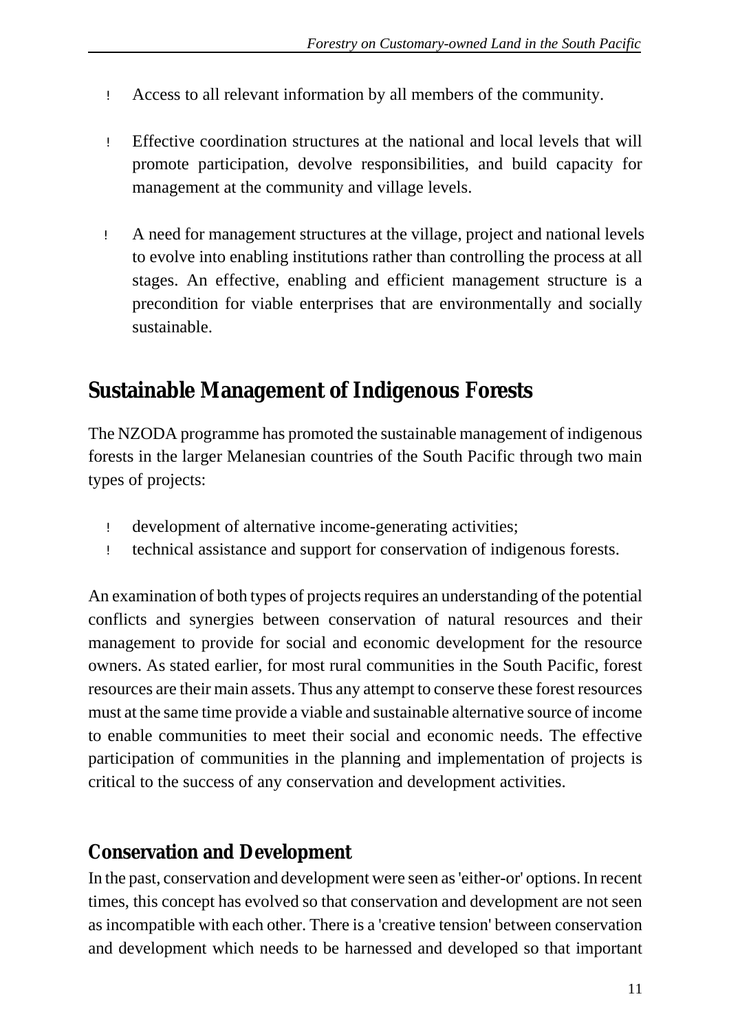- Access to all relevant information by all members of the community.
- Effective coordination structures at the national and local levels that will promote participation, devolve responsibilities, and build capacity for management at the community and village levels.
- A need for management structures at the village, project and national levels to evolve into enabling institutions rather than controlling the process at all stages. An effective, enabling and efficient management structure is a precondition for viable enterprises that are environmentally and socially sustainable.

## Sustainable Management of Indigenous Forests

The NZODA programme has promoted the sustainable management of indigenous forests in the larger Melanesian countries of the South Pacific through two main types of projects:

- development of alternative income-generating activities;
- technical assistance and support for conservation of indigenous forests.

An examination of both types of projects requires an understanding of the potential conflicts and synergies between conservation of natural resources and their management to provide for social and economic development for the resource owners. As stated earlier, for most rural communities in the South Pacific, forest resources are their main assets. Thus any attempt to conserve these forest resources must at the same time provide a viable and sustainable alternative source of income to enable communities to meet their social and economic needs. The effective participation of communities in the planning and implementation of projects is critical to the success of any conservation and development activities.

### Conservation and Development

In the past, conservation and development were seen as 'either-or' options. In recent times, this concept has evolved so that conservation and development are not seen as incompatible with each other. There is a 'creative tension' between conservation and development which needs to be harnessed and developed so that important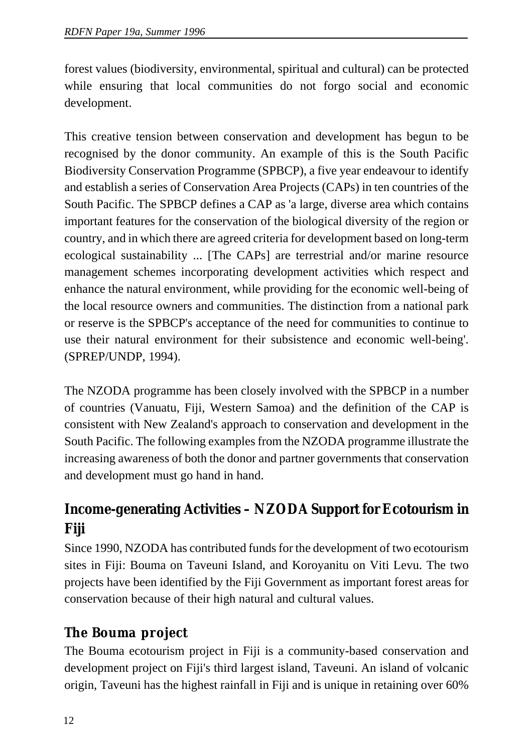forest values (biodiversity, environmental, spiritual and cultural) can be protected while ensuring that local communities do not forgo social and economic development.

This creative tension between conservation and development has begun to be recognised by the donor community. An example of this is the South Pacific Biodiversity Conservation Programme (SPBCP), a five year endeavour to identify and establish a series of Conservation Area Projects (CAPs) in ten countries of the South Pacific. The SPBCP defines a CAP as 'a large, diverse area which contains important features for the conservation of the biological diversity of the region or country, and in which there are agreed criteria for development based on long-term ecological sustainability ... [The CAPs] are terrestrial and/or marine resource management schemes incorporating development activities which respect and enhance the natural environment, while providing for the economic well-being of the local resource owners and communities. The distinction from a national park or reserve is the SPBCP's acceptance of the need for communities to continue to use their natural environment for their subsistence and economic well-being'. (SPREP/UNDP, 1994).

The NZODA programme has been closely involved with the SPBCP in a number of countries (Vanuatu, Fiji, Western Samoa) and the definition of the CAP is consistent with New Zealand's approach to conservation and development in the South Pacific. The following examples from the NZODA programme illustrate the increasing awareness of both the donor and partner governments that conservation and development must go hand in hand.

## Income-generating Activities – NZODA Support for Ecotourism in Fiji

Since 1990, NZODA has contributed funds for the development of two ecotourism sites in Fiji: Bouma on Taveuni Island, and Koroyanitu on Viti Levu. The two projects have been identified by the Fiji Government as important forest areas for conservation because of their high natural and cultural values.

### The Bouma project

The Bouma ecotourism project in Fiji is a community-based conservation and development project on Fiji's third largest island, Taveuni. An island of volcanic origin, Taveuni has the highest rainfall in Fiji and is unique in retaining over 60%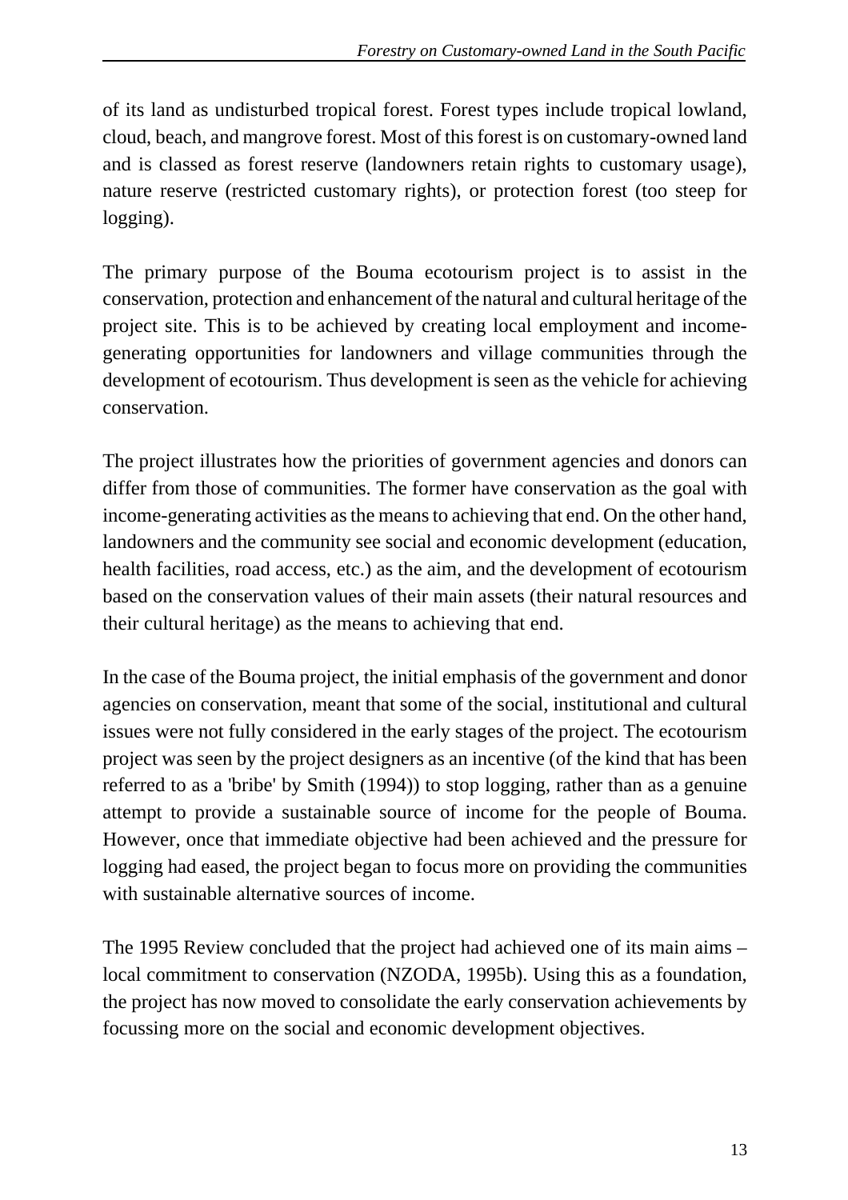of its land as undisturbed tropical forest. Forest types include tropical lowland, cloud, beach, and mangrove forest. Most of this forest is on customary-owned land and is classed as forest reserve (landowners retain rights to customary usage), nature reserve (restricted customary rights), or protection forest (too steep for logging).

The primary purpose of the Bouma ecotourism project is to assist in the conservation, protection and enhancement of the natural and cultural heritage of the project site. This is to be achieved by creating local employment and income-generating opportunities for landowners and village communities through the development of ecotourism. Thus development is seen as the vehicle for achieving conservation.

The project illustrates how the priorities of government agencies and donors can differ from those of communities. The former have conservation as the goal with income-generating activities as the means to achieving that end. On the other hand, landowners and the community see social and economic development (education, health facilities, road access, etc.) as the aim, and the development of ecotourism based on the conservation values of their main assets (their natural resources and their cultural heritage) as the means to achieving that end.

In the case of the Bouma project, the initial emphasis of the government and donor agencies on conservation, meant that some of the social, institutional and cultural issues were not fully considered in the early stages of the project. The ecotourism project was seen by the project designers as an incentive (of the kind that has been referred to as a 'bribe' by Smith (1994)) to stop logging, rather than as a genuine attempt to provide a sustainable source of income for the people of Bouma. However, once that immediate objective had been achieved and the pressure for logging had eased, the project began to focus more on providing the communities with sustainable alternative sources of income.

The 1995 Review concluded that the project had achieved one of its main aims – local commitment to conservation (NZODA, 1995b). Using this as a foundation, the project has now moved to consolidate the early conservation achievements by focussing more on the social and economic development objectives.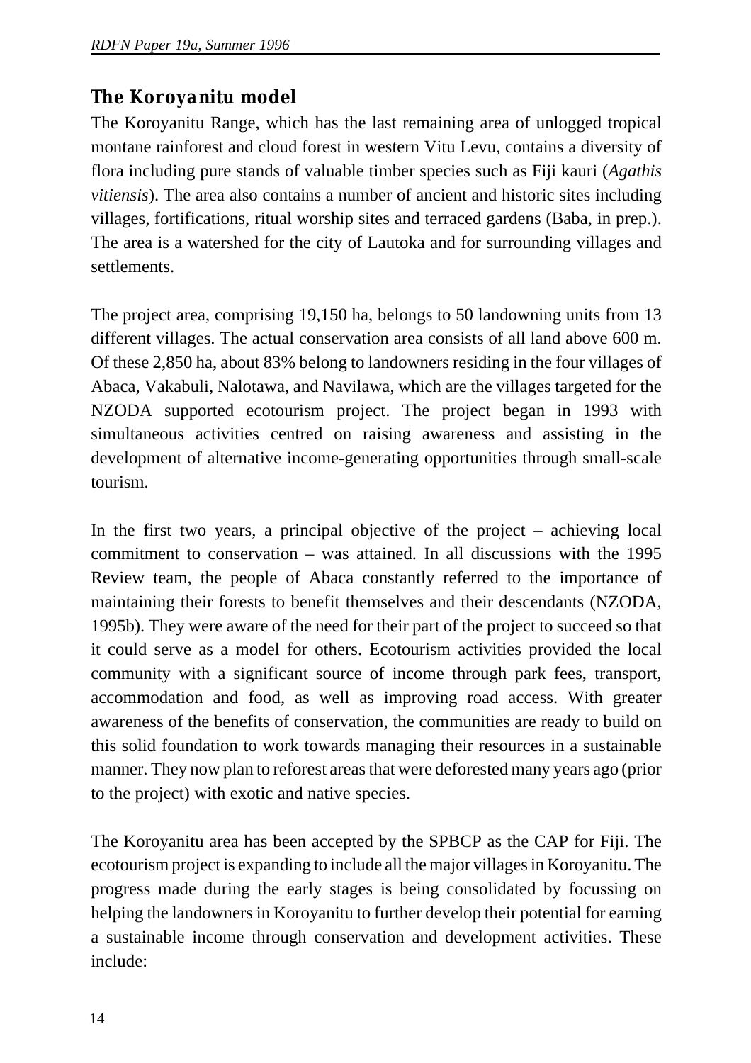## The Koroyanitu model

The Koroyanitu Range, which has the last remaining area of unlogged tropical montane rainforest and cloud forest in western Vitu Levu, contains a diversity of flora including pure stands of valuable timber species such as Fiji kauri (*Agathis vitiensis*). The area also contains a number of ancient and historic sites including villages, fortifications, ritual worship sites and terraced gardens (Baba, in prep.). The area is a watershed for the city of Lautoka and for surrounding villages and settlements.

The project area, comprising 19,150 ha, belongs to 50 landowning units from 13 different villages. The actual conservation area consists of all land above 600 m. Of these 2,850 ha, about 83% belong to landowners residing in the four villages of Abaca, Vakabuli, Nalotawa, and Navilawa, which are the villages targeted for the NZODA supported ecotourism project. The project began in 1993 with simultaneous activities centred on raising awareness and assisting in the development of alternative income-generating opportunities through small-scale tourism.

In the first two years, a principal objective of the project – achieving local commitment to conservation – was attained. In all discussions with the 1995 Review team, the people of Abaca constantly referred to the importance of maintaining their forests to benefit themselves and their descendants (NZODA, 1995b). They were aware of the need for their part of the project to succeed so that it could serve as a model for others. Ecotourism activities provided the local community with a significant source of income through park fees, transport, accommodation and food, as well as improving road access. With greater awareness of the benefits of conservation, the communities are ready to build on this solid foundation to work towards managing their resources in a sustainable manner. They now plan to reforest areas that were deforested many years ago (prior to the project) with exotic and native species.

The Koroyanitu area has been accepted by the SPBCP as the CAP for Fiji. The ecotourism project is expanding to include all the major villages in Koroyanitu. The progress made during the early stages is being consolidated by focussing on helping the landowners in Koroyanitu to further develop their potential for earning a sustainable income through conservation and development activities. These include: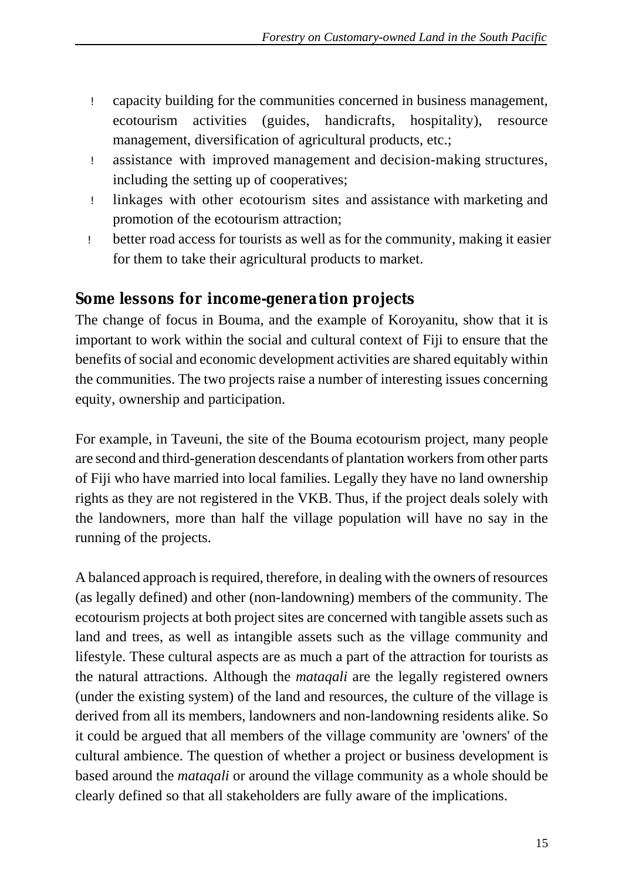- capacity building for the communities concerned in business management, ecotourism activities (guides, handicrafts, hospitality), resource management, diversification of agricultural products, etc.;
- assistance with improved management and decision-making structures, including the setting up of cooperatives;
- linkages with other ecotourism sites and assistance with marketing and promotion of the ecotourism attraction;
- better road access for tourists as well as for the community, making it easier for them to take their agricultural products to market.

## Some lessons for income-generation projects

The change of focus in Bouma, and the example of Koroyanitu, show that it is important to work within the social and cultural context of Fiji to ensure that the benefits of social and economic development activities are shared equitably within the communities. The two projects raise a number of interesting issues concerning equity, ownership and participation.

For example, in Taveuni, the site of the Bouma ecotourism project, many people are second and third-generation descendants of plantation workers from other parts of Fiji who have married into local families. Legally they have no land ownership rights as they are not registered in the VKB. Thus, if the project deals solely with the landowners, more than half the village population will have no say in the running of the projects.

A balanced approach is required, therefore, in dealing with the owners of resources (as legally defined) and other (non-landowning) members of the community. The ecotourism projects at both project sites are concerned with tangible assets such as land and trees, as well as intangible assets such as the village community and lifestyle. These cultural aspects are as much a part of the attraction for tourists as the natural attractions. Although the *mataqali* are the legally registered owners (under the existing system) of the land and resources, the culture of the village is derived from all its members, landowners and non-landowning residents alike. So it could be argued that all members of the village community are 'owners' of the cultural ambience. The question of whether a project or business development is based around the *mataqali* or around the village community as a whole should be clearly defined so that all stakeholders are fully aware of the implications.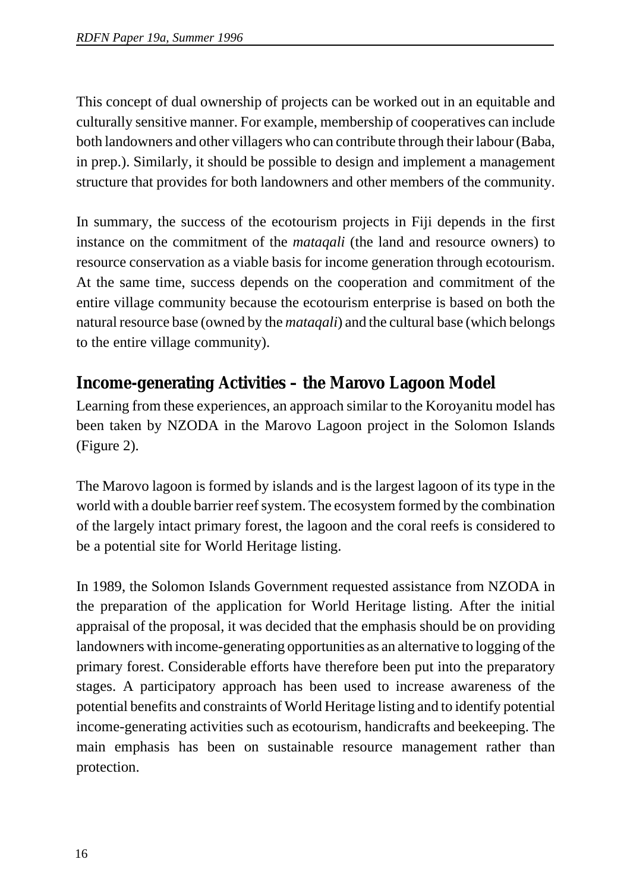This concept of dual ownership of projects can be worked out in an equitable and culturally sensitive manner. For example, membership of cooperatives can include both landowners and other villagers who can contribute through their labour (Baba, in prep.). Similarly, it should be possible to design and implement a management structure that provides for both landowners and other members of the community.

In summary, the success of the ecotourism projects in Fiji depends in the first instance on the commitment of the *mataqali* (the land and resource owners) to resource conservation as a viable basis for income generation through ecotourism. At the same time, success depends on the cooperation and commitment of the entire village community because the ecotourism enterprise is based on both the natural resource base (owned by the *mataqali*) and the cultural base (which belongs to the entire village community).

## Income-generating Activities – the Marovo Lagoon Model

Learning from these experiences, an approach similar to the Koroyanitu model has been taken by NZODA in the Marovo Lagoon project in the Solomon Islands (Figure 2).

The Marovo lagoon is formed by islands and is the largest lagoon of its type in the world with a double barrier reef system. The ecosystem formed by the combination of the largely intact primary forest, the lagoon and the coral reefs is considered to be a potential site for World Heritage listing.

In 1989, the Solomon Islands Government requested assistance from NZODA in the preparation of the application for World Heritage listing. After the initial appraisal of the proposal, it was decided that the emphasis should be on providing landowners with income-generating opportunities as an alternative to logging of the primary forest. Considerable efforts have therefore been put into the preparatory stages. A participatory approach has been used to increase awareness of the potential benefits and constraints of World Heritage listing and to identify potential income-generating activities such as ecotourism, handicrafts and beekeeping. The main emphasis has been on sustainable resource management rather than protection.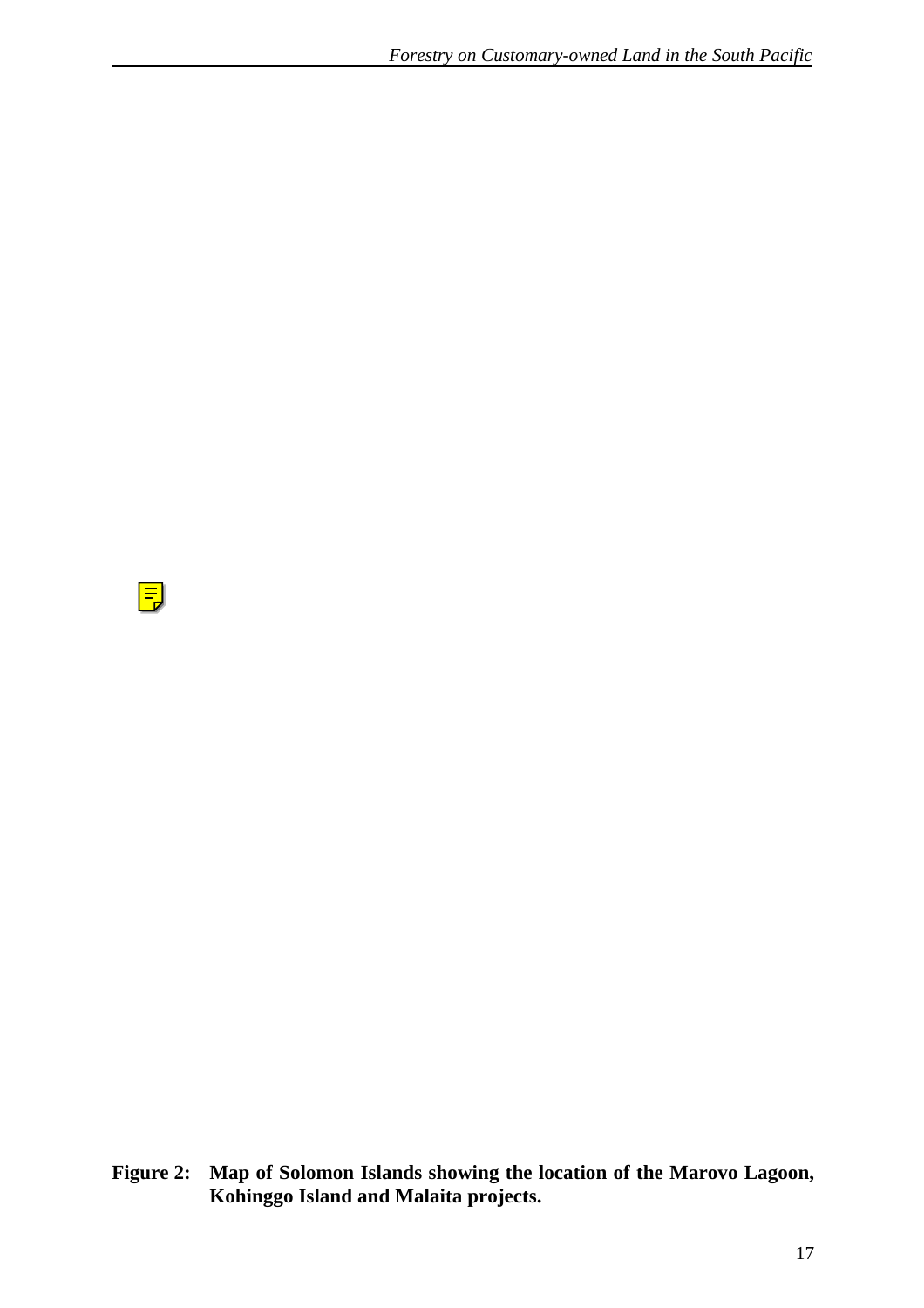**Figure 2: Map of Solomon Islands showing the location of the Marovo Lagoon, Kohinggo Island and Malaita projects.**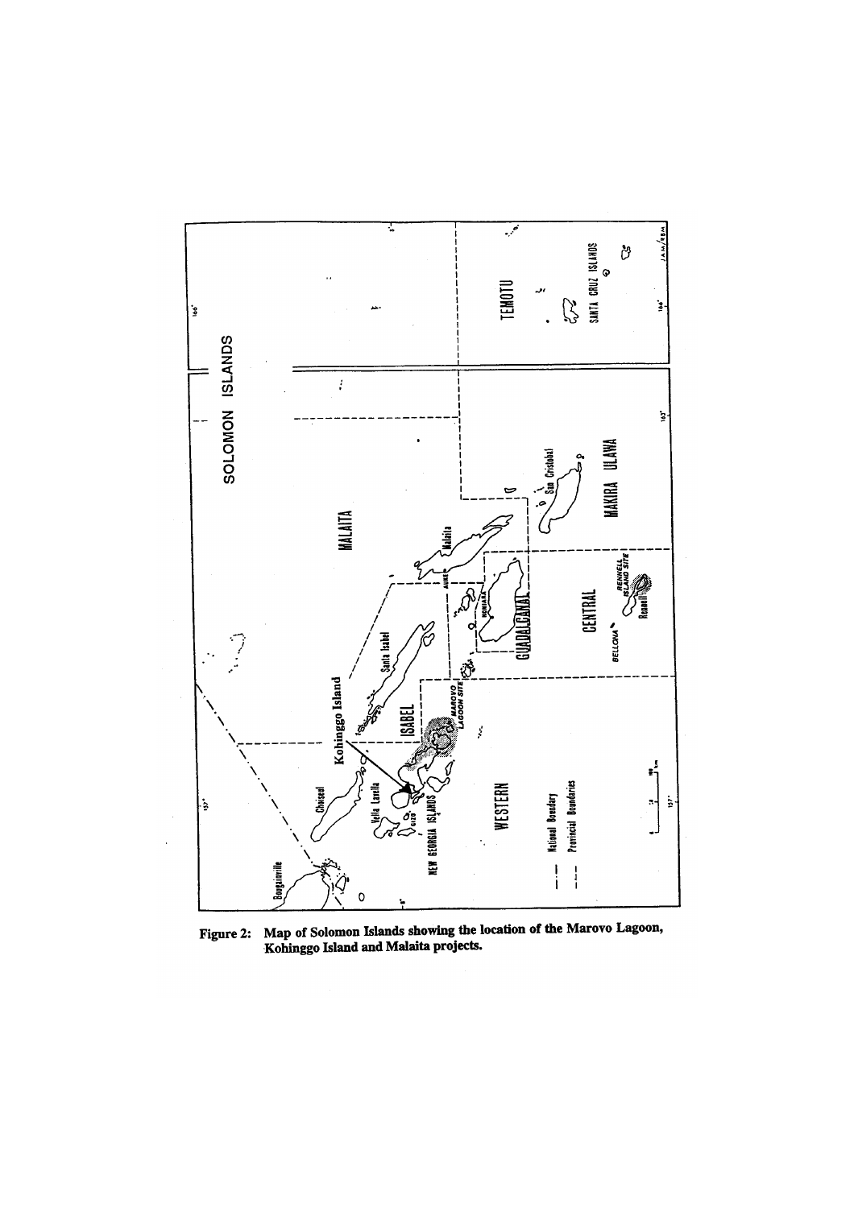**Figure 2: Map of Solomon Islands showing the location of the Marovo Lagoon, Kohinggo Island and Malaita projects.**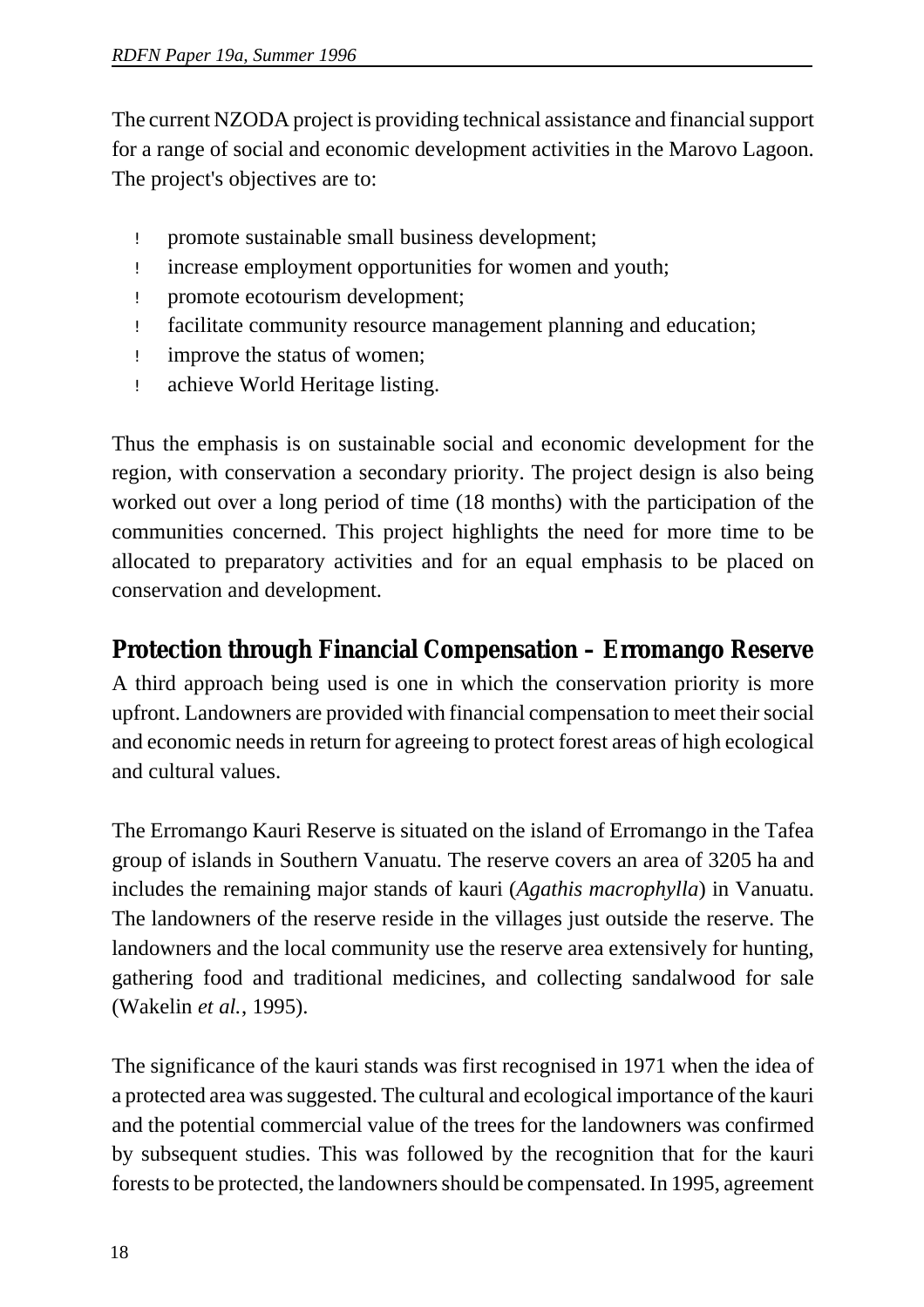The current NZODA project is providing technical assistance and financial support for a range of social and economic development activities in the Marovo Lagoon. The project's objectives are to:

- promote sustainable small business development;
- increase employment opportunities for women and youth;
- promote ecotourism development;
- facilitate community resource management planning and education;
- improve the status of women;
- achieve World Heritage listing.

Thus the emphasis is on sustainable social and economic development for the region, with conservation a secondary priority. The project design is also being worked out over a long period of time (18 months) with the participation of the communities concerned. This project highlights the need for more time to be allocated to preparatory activities and for an equal emphasis to be placed on conservation and development.

## Protection through Financial Compensation – Erromango Reserve

A third approach being used is one in which the conservation priority is more upfront. Landowners are provided with financial compensation to meet their social and economic needs in return for agreeing to protect forest areas of high ecological and cultural values.

The Erromango Kauri Reserve is situated on the island of Erromango in the Tafea group of islands in Southern Vanuatu. The reserve covers an area of 3205 ha and includes the remaining major stands of kauri (*Agathis macrophylla*) in Vanuatu. The landowners of the reserve reside in the villages just outside the reserve. The landowners and the local community use the reserve area extensively for hunting, gathering food and traditional medicines, and collecting sandalwood for sale (Wakelin *et al.*, 1995).

The significance of the kauri stands was first recognised in 1971 when the idea of a protected area was suggested. The cultural and ecological importance of the kauri and the potential commercial value of the trees for the landowners was confirmed by subsequent studies. This was followed by the recognition that for the kauri forests to be protected, the landowners should be compensated. In 1995, agreement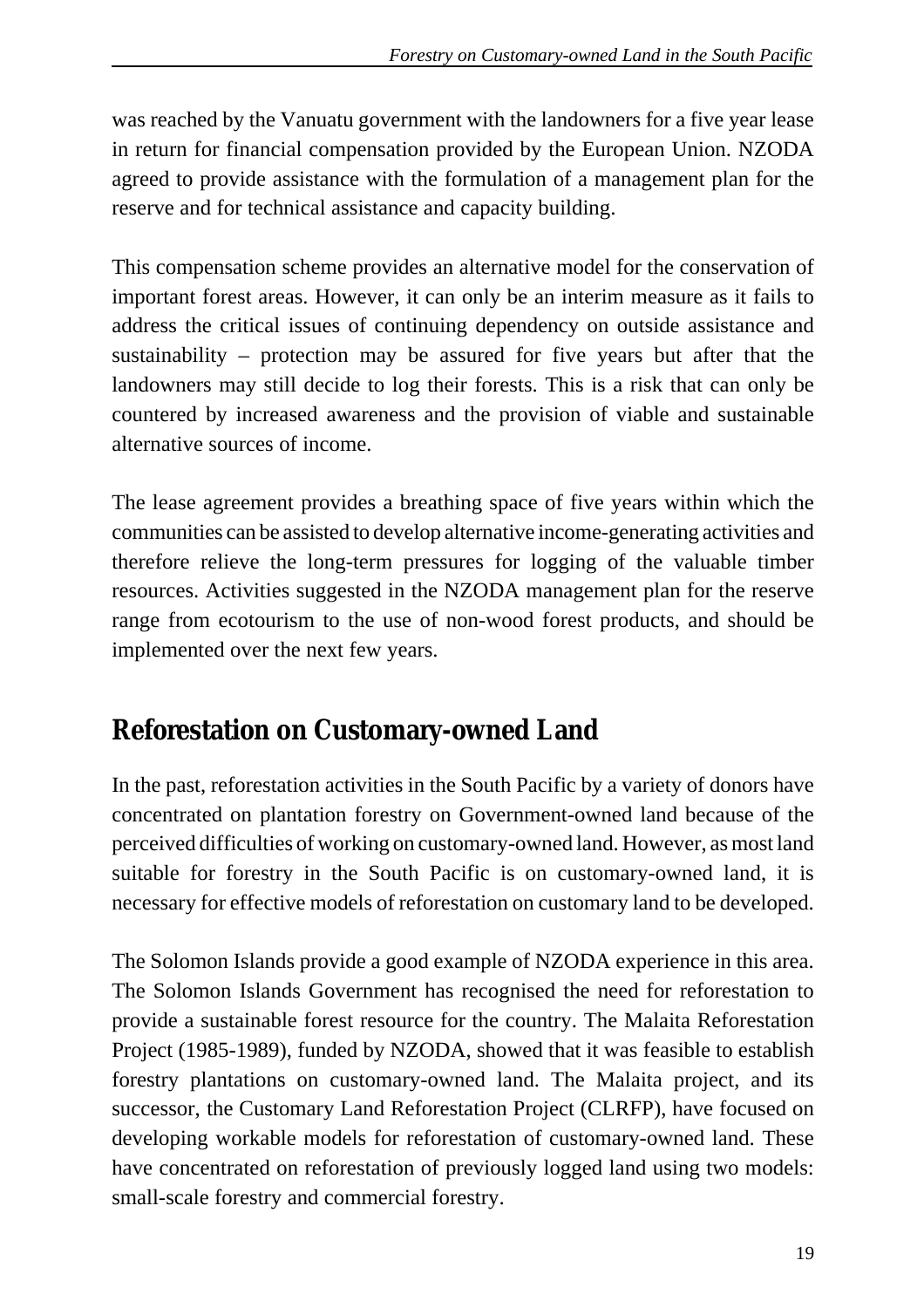was reached by the Vanuatu government with the landowners for a five year lease in return for financial compensation provided by the European Union. NZODA agreed to provide assistance with the formulation of a management plan for the reserve and for technical assistance and capacity building.

This compensation scheme provides an alternative model for the conservation of important forest areas. However, it can only be an interim measure as it fails to address the critical issues of continuing dependency on outside assistance and sustainability – protection may be assured for five years but after that the landowners may still decide to log their forests. This is a risk that can only be countered by increased awareness and the provision of viable and sustainable alternative sources of income.

The lease agreement provides a breathing space of five years within which the communities can be assisted to develop alternative income-generating activities and therefore relieve the long-term pressures for logging of the valuable timber resources. Activities suggested in the NZODA management plan for the reserve range from ecotourism to the use of non-wood forest products, and should be implemented over the next few years.

## Reforestation on Customary-owned Land

In the past, reforestation activities in the South Pacific by a variety of donors have concentrated on plantation forestry on Government-owned land because of the perceived difficulties of working on customary-owned land. However, as most land suitable for forestry in the South Pacific is on customary-owned land, it is necessary for effective models of reforestation on customary land to be developed.

The Solomon Islands provide a good example of NZODA experience in this area. The Solomon Islands Government has recognised the need for reforestation to provide a sustainable forest resource for the country. The Malaita Reforestation Project (1985-1989), funded by NZODA, showed that it was feasible to establish forestry plantations on customary-owned land. The Malaita project, and its successor, the Customary Land Reforestation Project (CLRFP), have focused on developing workable models for reforestation of customary-owned land. These have concentrated on reforestation of previously logged land using two models: small-scale forestry and commercial forestry.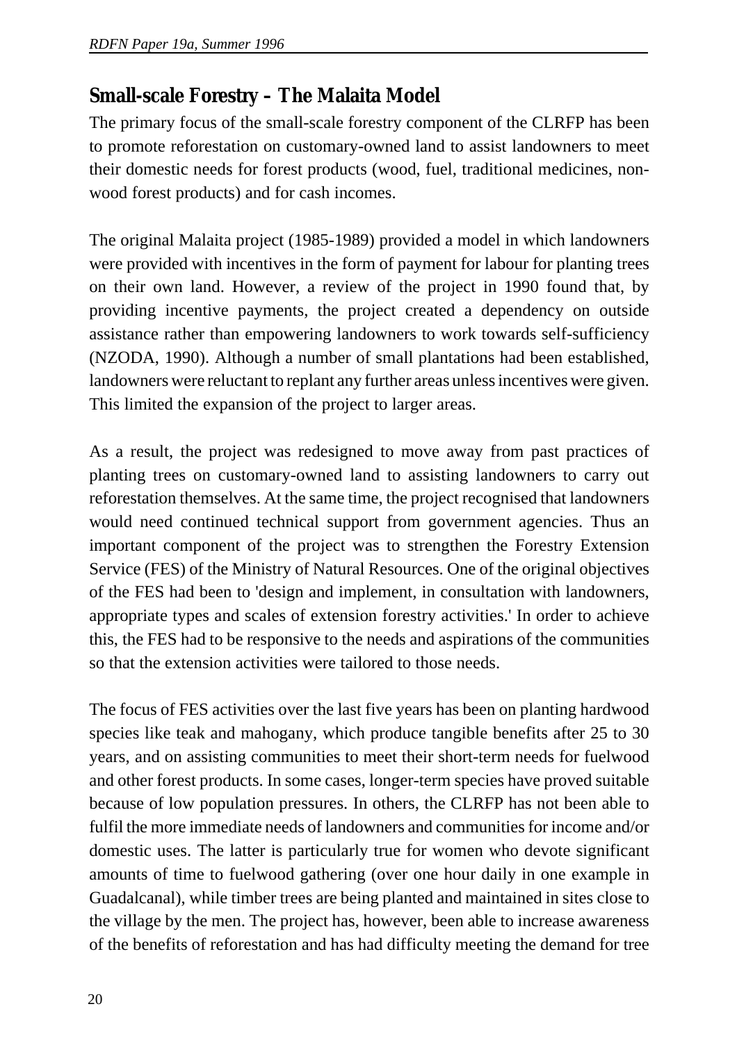## Small-scale Forestry – The Malaita Model

The primary focus of the small-scale forestry component of the CLRFP has been to promote reforestation on customary-owned land to assist landowners to meet their domestic needs for forest products (wood, fuel, traditional medicines, non-wood forest products) and for cash incomes.

The original Malaita project (1985-1989) provided a model in which landowners were provided with incentives in the form of payment for labour for planting trees on their own land. However, a review of the project in 1990 found that, by providing incentive payments, the project created a dependency on outside assistance rather than empowering landowners to work towards self-sufficiency (NZODA, 1990). Although a number of small plantations had been established, landowners were reluctant to replant any further areas unless incentives were given. This limited the expansion of the project to larger areas.

As a result, the project was redesigned to move away from past practices of planting trees on customary-owned land to assisting landowners to carry out reforestation themselves. At the same time, the project recognised that landowners would need continued technical support from government agencies. Thus an important component of the project was to strengthen the Forestry Extension Service (FES) of the Ministry of Natural Resources. One of the original objectives of the FES had been to 'design and implement, in consultation with landowners, appropriate types and scales of extension forestry activities.' In order to achieve this, the FES had to be responsive to the needs and aspirations of the communities so that the extension activities were tailored to those needs.

The focus of FES activities over the last five years has been on planting hardwood species like teak and mahogany, which produce tangible benefits after 25 to 30 years, and on assisting communities to meet their short-term needs for fuelwood and other forest products. In some cases, longer-term species have proved suitable because of low population pressures. In others, the CLRFP has not been able to fulfil the more immediate needs of landowners and communities for income and/or domestic uses. The latter is particularly true for women who devote significant amounts of time to fuelwood gathering (over one hour daily in one example in Guadalcanal), while timber trees are being planted and maintained in sites close to the village by the men. The project has, however, been able to increase awareness of the benefits of reforestation and has had difficulty meeting the demand for tree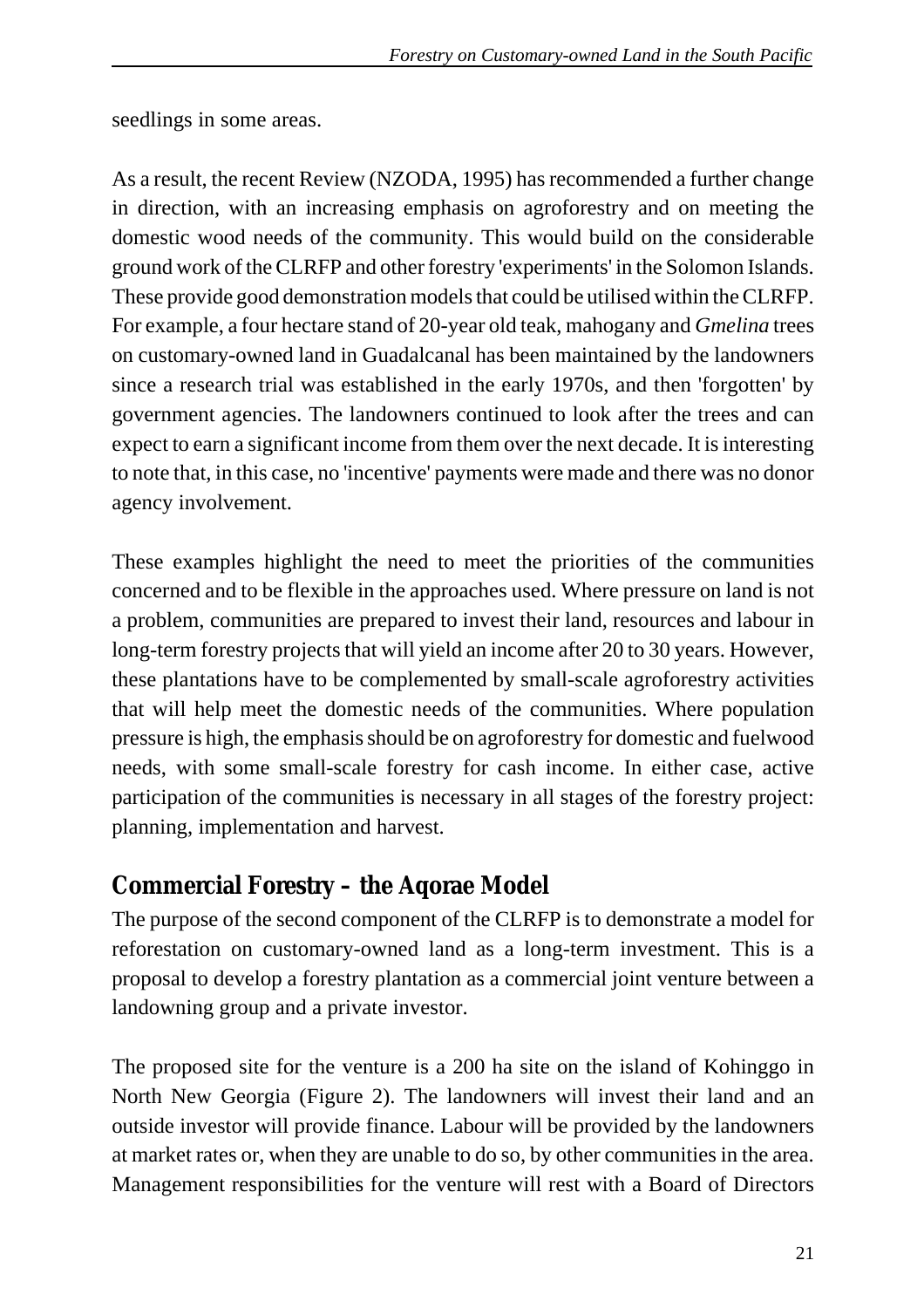seedlings in some areas.

As a result, the recent Review (NZODA, 1995) has recommended a further change in direction, with an increasing emphasis on agroforestry and on meeting the domestic wood needs of the community. This would build on the considerable ground work of the CLRFP and other forestry 'experiments' in the Solomon Islands. These provide good demonstration models that could be utilised within the CLRFP. For example, a four hectare stand of 20-year old teak, mahogany and *Gmelina* trees on customary-owned land in Guadalcanal has been maintained by the landowners since a research trial was established in the early 1970s, and then 'forgotten' by government agencies. The landowners continued to look after the trees and can expect to earn a significant income from them over the next decade. It is interesting to note that, in this case, no 'incentive' payments were made and there was no donor agency involvement.

These examples highlight the need to meet the priorities of the communities concerned and to be flexible in the approaches used. Where pressure on land is not a problem, communities are prepared to invest their land, resources and labour in long-term forestry projects that will yield an income after 20 to 30 years. However, these plantations have to be complemented by small-scale agroforestry activities that will help meet the domestic needs of the communities. Where population pressure is high, the emphasis should be on agroforestry for domestic and fuelwood needs, with some small-scale forestry for cash income. In either case, active participation of the communities is necessary in all stages of the forestry project: planning, implementation and harvest.

## Commercial Forestry – the Aqorae Model

The purpose of the second component of the CLRFP is to demonstrate a model for reforestation on customary-owned land as a long-term investment. This is a proposal to develop a forestry plantation as a commercial joint venture between a landowning group and a private investor.

The proposed site for the venture is a 200 ha site on the island of Kohinggo in North New Georgia (Figure 2). The landowners will invest their land and an outside investor will provide finance. Labour will be provided by the landowners at market rates or, when they are unable to do so, by other communities in the area. Management responsibilities for the venture will rest with a Board of Directors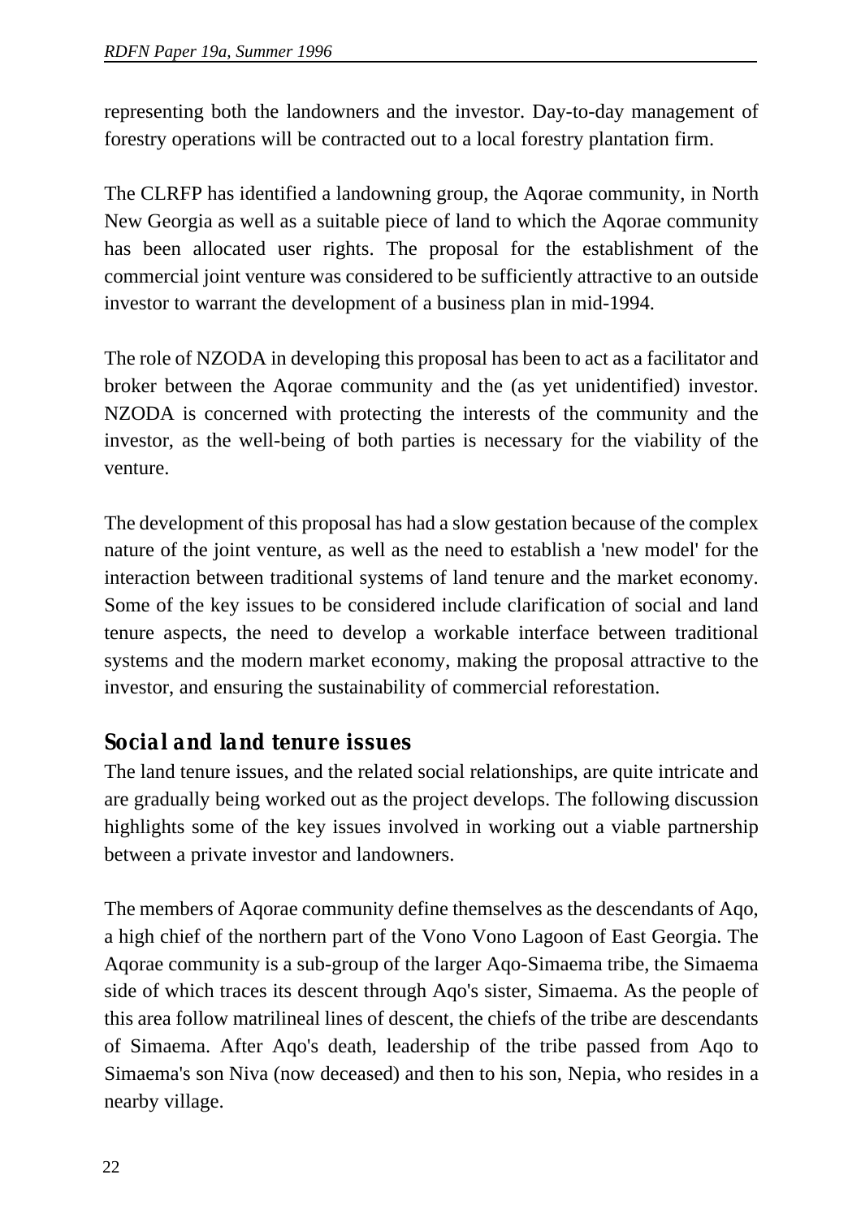representing both the landowners and the investor. Day-to-day management of forestry operations will be contracted out to a local forestry plantation firm.

The CLRFP has identified a landowning group, the Aqorae community, in North New Georgia as well as a suitable piece of land to which the Aqorae community has been allocated user rights. The proposal for the establishment of the commercial joint venture was considered to be sufficiently attractive to an outside investor to warrant the development of a business plan in mid-1994.

The role of NZODA in developing this proposal has been to act as a facilitator and broker between the Aqorae community and the (as yet unidentified) investor. NZODA is concerned with protecting the interests of the community and the investor, as the well-being of both parties is necessary for the viability of the venture.

The development of this proposal has had a slow gestation because of the complex nature of the joint venture, as well as the need to establish a 'new model' for the interaction between traditional systems of land tenure and the market economy. Some of the key issues to be considered include clarification of social and land tenure aspects, the need to develop a workable interface between traditional systems and the modern market economy, making the proposal attractive to the investor, and ensuring the sustainability of commercial reforestation.

## Social and land tenure issues

The land tenure issues, and the related social relationships, are quite intricate and are gradually being worked out as the project develops. The following discussion highlights some of the key issues involved in working out a viable partnership between a private investor and landowners.

The members of Aqorae community define themselves as the descendants of Aqo, a high chief of the northern part of the Vono Vono Lagoon of East Georgia. The Aqorae community is a sub-group of the larger Aqo-Simaema tribe, the Simaema side of which traces its descent through Aqo's sister, Simaema. As the people of this area follow matrilineal lines of descent, the chiefs of the tribe are descendants of Simaema. After Aqo's death, leadership of the tribe passed from Aqo to Simaema's son Niva (now deceased) and then to his son, Nepia, who resides in a nearby village.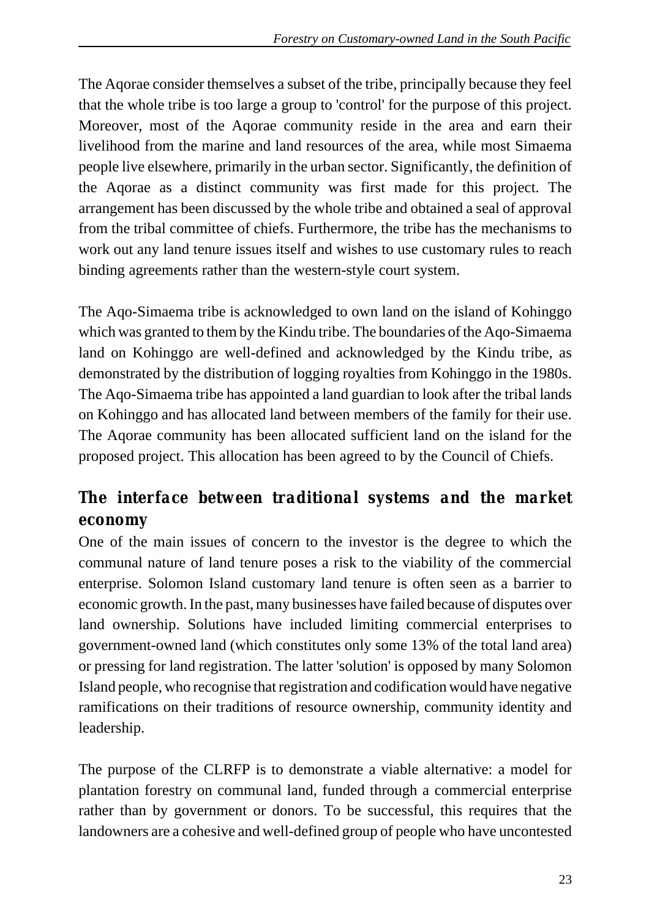The Aqorae consider themselves a subset of the tribe, principally because they feel that the whole tribe is too large a group to 'control' for the purpose of this project. Moreover, most of the Aqorae community reside in the area and earn their livelihood from the marine and land resources of the area, while most Simaema people live elsewhere, primarily in the urban sector. Significantly, the definition of the Aqorae as a distinct community was first made for this project. The arrangement has been discussed by the whole tribe and obtained a seal of approval from the tribal committee of chiefs. Furthermore, the tribe has the mechanisms to work out any land tenure issues itself and wishes to use customary rules to reach binding agreements rather than the western-style court system.

The Aqo-Simaema tribe is acknowledged to own land on the island of Kohinggo which was granted to them by the Kindu tribe. The boundaries of the Aqo-Simaema land on Kohinggo are well-defined and acknowledged by the Kindu tribe, as demonstrated by the distribution of logging royalties from Kohinggo in the 1980s. The Aqo-Simaema tribe has appointed a land guardian to look after the tribal lands on Kohinggo and has allocated land between members of the family for their use. The Aqorae community has been allocated sufficient land on the island for the proposed project. This allocation has been agreed to by the Council of Chiefs.

## The interface between traditional systems and the market economy

One of the main issues of concern to the investor is the degree to which the communal nature of land tenure poses a risk to the viability of the commercial enterprise. Solomon Island customary land tenure is often seen as a barrier to economic growth. In the past, many businesses have failed because of disputes over land ownership. Solutions have included limiting commercial enterprises to government-owned land (which constitutes only some 13% of the total land area) or pressing for land registration. The latter 'solution' is opposed by many Solomon Island people, who recognise that registration and codification would have negative ramifications on their traditions of resource ownership, community identity and leadership.

The purpose of the CLRFP is to demonstrate a viable alternative: a model for plantation forestry on communal land, funded through a commercial enterprise rather than by government or donors. To be successful, this requires that the landowners are a cohesive and well-defined group of people who have uncontested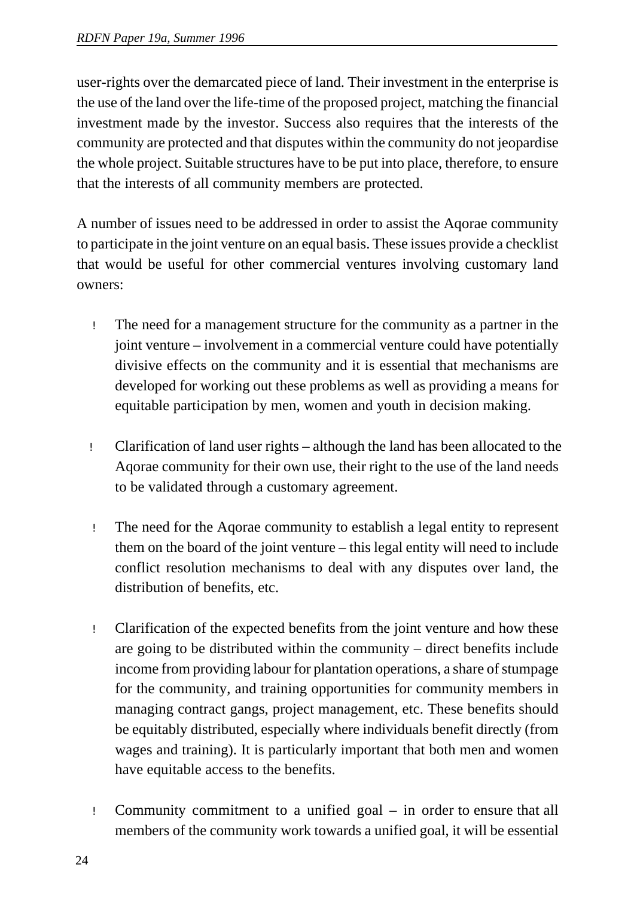user-rights over the demarcated piece of land. Their investment in the enterprise is the use of the land over the life-time of the proposed project, matching the financial investment made by the investor. Success also requires that the interests of the community are protected and that disputes within the community do not jeopardise the whole project. Suitable structures have to be put into place, therefore, to ensure that the interests of all community members are protected.

A number of issues need to be addressed in order to assist the Aqorae community to participate in the joint venture on an equal basis. These issues provide a checklist that would be useful for other commercial ventures involving customary land owners:

- The need for a management structure for the community as a partner in the joint venture – involvement in a commercial venture could have potentially divisive effects on the community and it is essential that mechanisms are developed for working out these problems as well as providing a means for equitable participation by men, women and youth in decision making.

- Clarification of land user rights – although the land has been allocated to the Aqorae community for their own use, their right to the use of the land needs to be validated through a customary agreement.

- The need for the Aqorae community to establish a legal entity to represent them on the board of the joint venture – this legal entity will need to include conflict resolution mechanisms to deal with any disputes over land, the distribution of benefits, etc.

- Clarification of the expected benefits from the joint venture and how these are going to be distributed within the community – direct benefits include income from providing labour for plantation operations, a share of stumpage for the community, and training opportunities for community members in managing contract gangs, project management, etc. These benefits should be equitably distributed, especially where individuals benefit directly (from wages and training). It is particularly important that both men and women have equitable access to the benefits.

- Community commitment to a unified goal – in order to ensure that all members of the community work towards a unified goal, it will be essential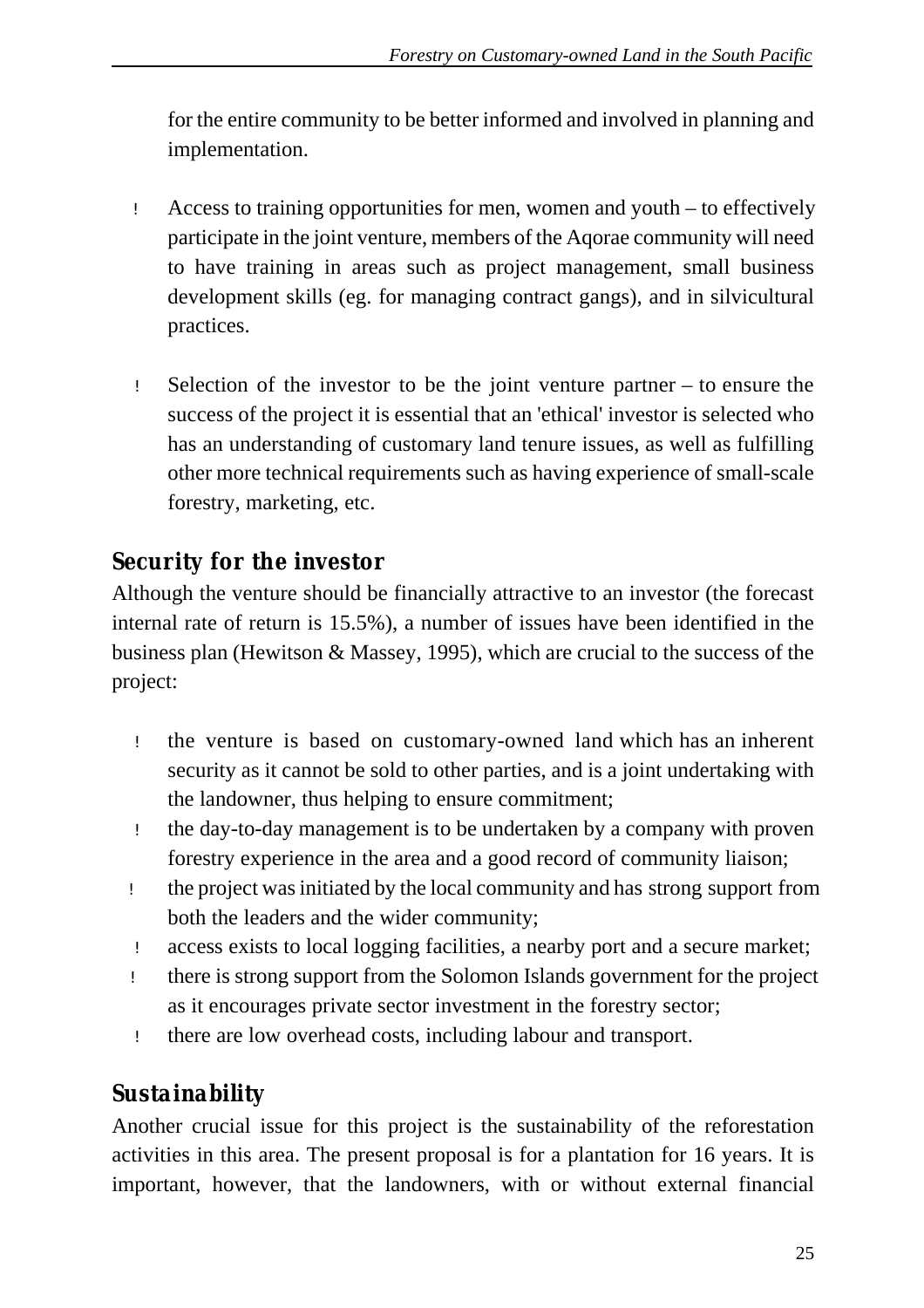for the entire community to be better informed and involved in planning and implementation.

- Access to training opportunities for men, women and youth – to effectively participate in the joint venture, members of the Aqorae community will need to have training in areas such as project management, small business development skills (eg. for managing contract gangs), and in silvicultural practices.

- Selection of the investor to be the joint venture partner – to ensure the success of the project it is essential that an 'ethical' investor is selected who has an understanding of customary land tenure issues, as well as fulfilling other more technical requirements such as having experience of small-scale forestry, marketing, etc.

## Security for the investor

Although the venture should be financially attractive to an investor (the forecast internal rate of return is 15.5%), a number of issues have been identified in the business plan (Hewitson & Massey, 1995), which are crucial to the success of the project:

- the venture is based on customary-owned land which has an inherent security as it cannot be sold to other parties, and is a joint undertaking with the landowner, thus helping to ensure commitment;
- the day-to-day management is to be undertaken by a company with proven forestry experience in the area and a good record of community liaison;
- the project was initiated by the local community and has strong support from both the leaders and the wider community;
- access exists to local logging facilities, a nearby port and a secure market;
- there is strong support from the Solomon Islands government for the project as it encourages private sector investment in the forestry sector;
- there are low overhead costs, including labour and transport.

## Sustainability

Another crucial issue for this project is the sustainability of the reforestation activities in this area. The present proposal is for a plantation for 16 years. It is important, however, that the landowners, with or without external financial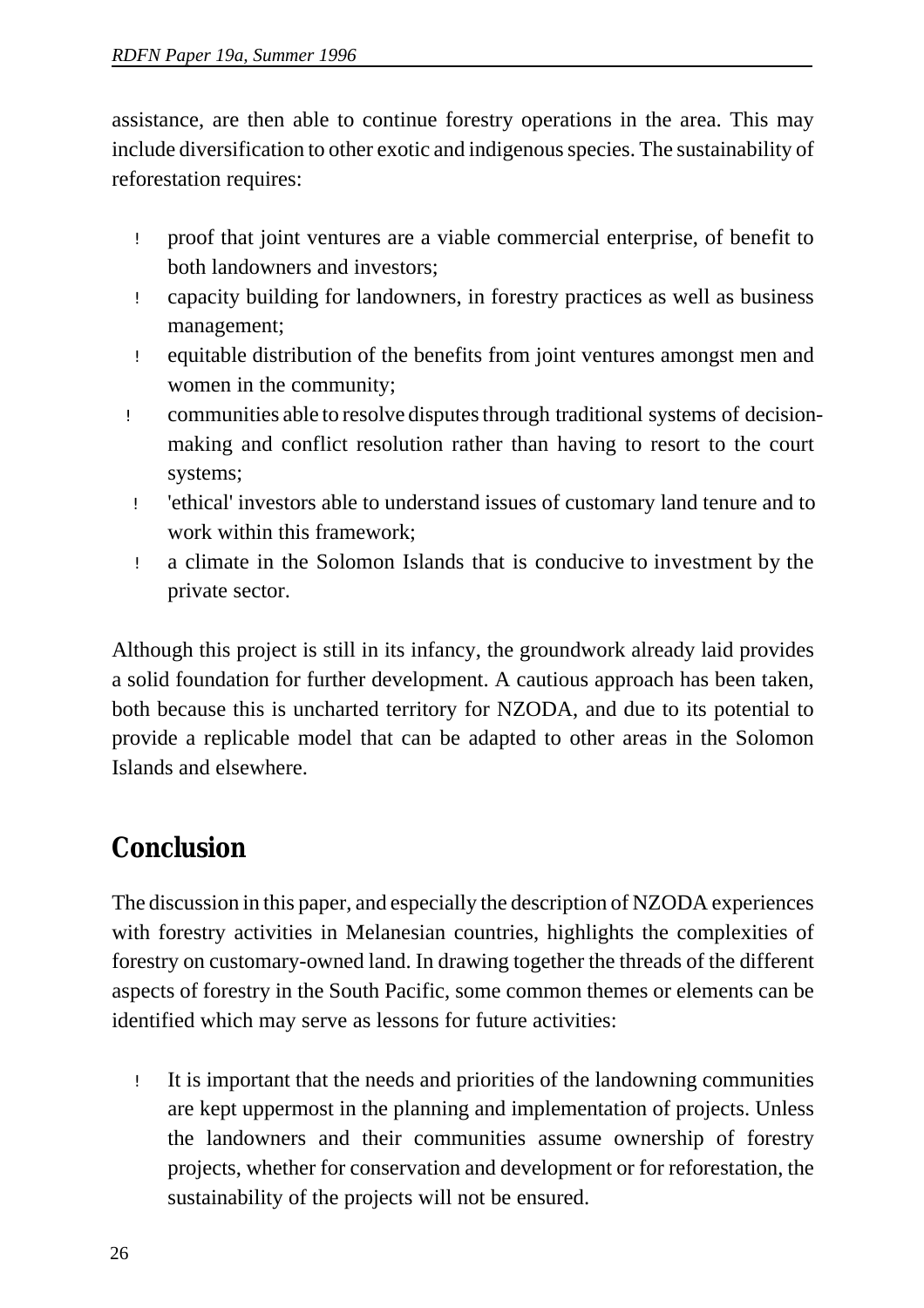assistance, are then able to continue forestry operations in the area. This may include diversification to other exotic and indigenous species. The sustainability of reforestation requires:

- proof that joint ventures are a viable commercial enterprise, of benefit to both landowners and investors;
- capacity building for landowners, in forestry practices as well as business management;
- equitable distribution of the benefits from joint ventures amongst men and women in the community;
- communities able to resolve disputes through traditional systems of decision-making and conflict resolution rather than having to resort to the court systems;
- 'ethical' investors able to understand issues of customary land tenure and to work within this framework;
- a climate in the Solomon Islands that is conducive to investment by the private sector.

Although this project is still in its infancy, the groundwork already laid provides a solid foundation for further development. A cautious approach has been taken, both because this is uncharted territory for NZODA, and due to its potential to provide a replicable model that can be adapted to other areas in the Solomon Islands and elsewhere.

## Conclusion

The discussion in this paper, and especially the description of NZODA experiences with forestry activities in Melanesian countries, highlights the complexities of forestry on customary-owned land. In drawing together the threads of the different aspects of forestry in the South Pacific, some common themes or elements can be identified which may serve as lessons for future activities:

- It is important that the needs and priorities of the landowning communities are kept uppermost in the planning and implementation of projects. Unless the landowners and their communities assume ownership of forestry projects, whether for conservation and development or for reforestation, the sustainability of the projects will not be ensured.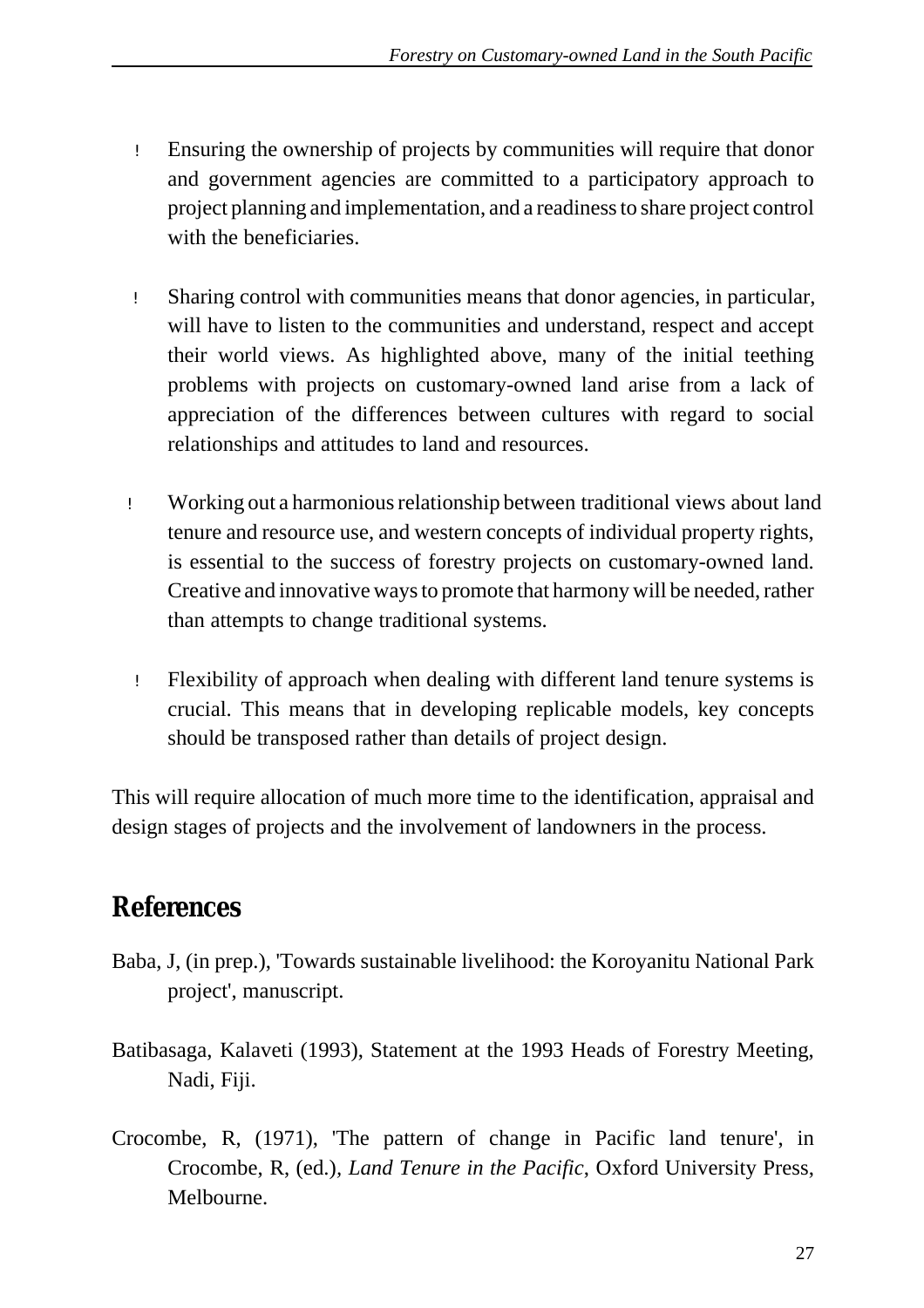- Ensuring the ownership of projects by communities will require that donor and government agencies are committed to a participatory approach to project planning and implementation, and a readiness to share project control with the beneficiaries.

- Sharing control with communities means that donor agencies, in particular, will have to listen to the communities and understand, respect and accept their world views. As highlighted above, many of the initial teething problems with projects on customary-owned land arise from a lack of appreciation of the differences between cultures with regard to social relationships and attitudes to land and resources.

- Working out a harmonious relationship between traditional views about land tenure and resource use, and western concepts of individual property rights, is essential to the success of forestry projects on customary-owned land. Creative and innovative ways to promote that harmony will be needed, rather than attempts to change traditional systems.

- Flexibility of approach when dealing with different land tenure systems is crucial. This means that in developing replicable models, key concepts should be transposed rather than details of project design.

This will require allocation of much more time to the identification, appraisal and design stages of projects and the involvement of landowners in the process.

## References

Baba, J, (in prep.), 'Towards sustainable livelihood: the Koroyanitu National Park project', manuscript.

Batibasaga, Kalaveti (1993), Statement at the 1993 Heads of Forestry Meeting, Nadi, Fiji.

Crocombe, R, (1971), 'The pattern of change in Pacific land tenure', in Crocombe, R, (ed.), *Land Tenure in the Pacific*, Oxford University Press, Melbourne.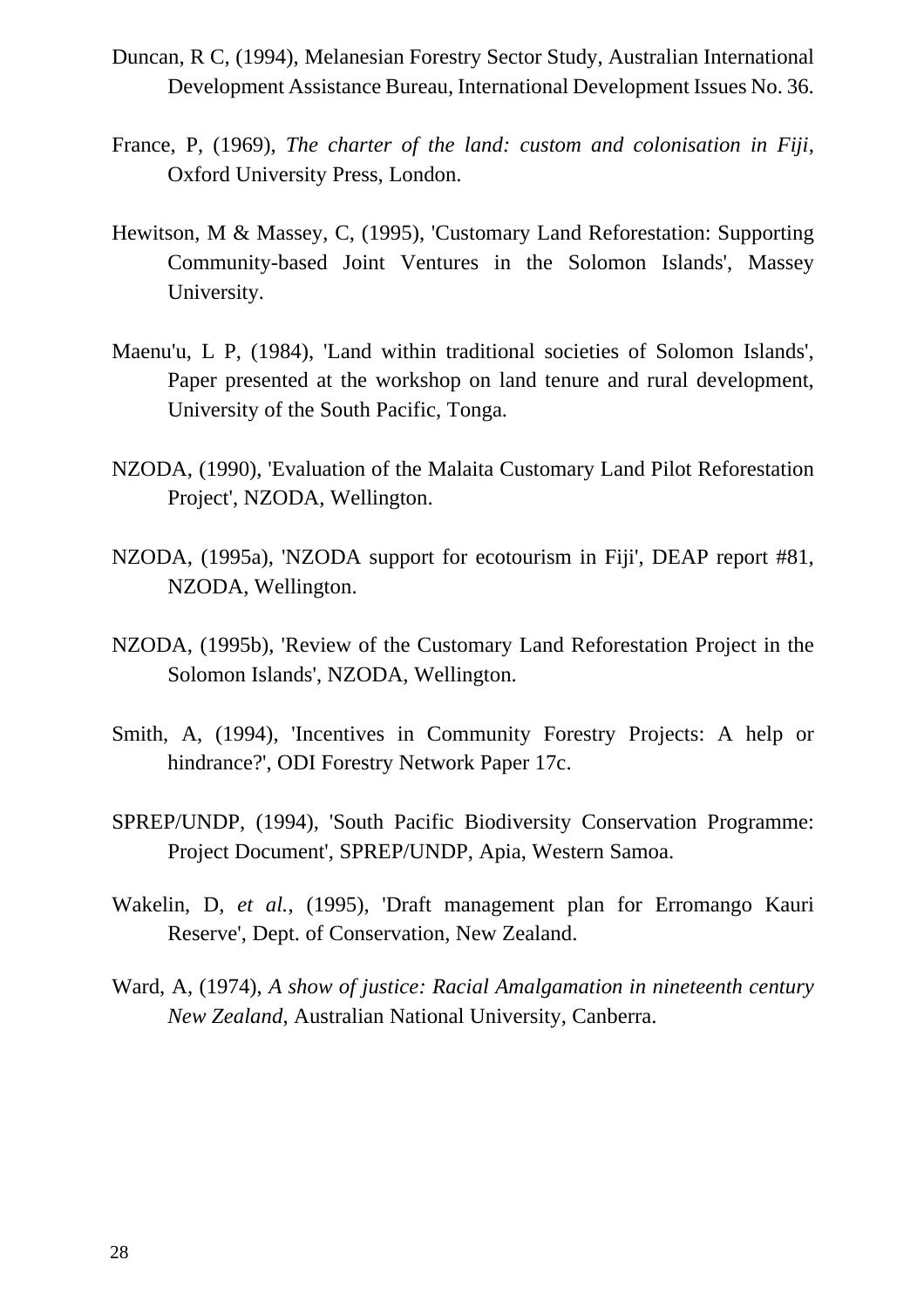Duncan, R C, (1994), Melanesian Forestry Sector Study, Australian International Development Assistance Bureau, International Development Issues No. 36.

France, P, (1969), *The charter of the land: custom and colonisation in Fiji*, Oxford University Press, London.

Hewitson, M & Massey, C, (1995), 'Customary Land Reforestation: Supporting Community-based Joint Ventures in the Solomon Islands', Massey University.

Maenu'u, L P, (1984), 'Land within traditional societies of Solomon Islands', Paper presented at the workshop on land tenure and rural development, University of the South Pacific, Tonga.

NZODA, (1990), 'Evaluation of the Malaita Customary Land Pilot Reforestation Project', NZODA, Wellington.

NZODA, (1995a), 'NZODA support for ecotourism in Fiji', DEAP report #81, NZODA, Wellington.

NZODA, (1995b), 'Review of the Customary Land Reforestation Project in the Solomon Islands', NZODA, Wellington.

Smith, A, (1994), 'Incentives in Community Forestry Projects: A help or hindrance?', ODI Forestry Network Paper 17c.

SPREP/UNDP, (1994), 'South Pacific Biodiversity Conservation Programme: Project Document', SPREP/UNDP, Apia, Western Samoa.

Wakelin, D, *et al.*, (1995), 'Draft management plan for Erromango Kauri Reserve', Dept. of Conservation, New Zealand.

Ward, A, (1974), *A show of justice: Racial Amalgamation in nineteenth century New Zealand*, Australian National University, Canberra.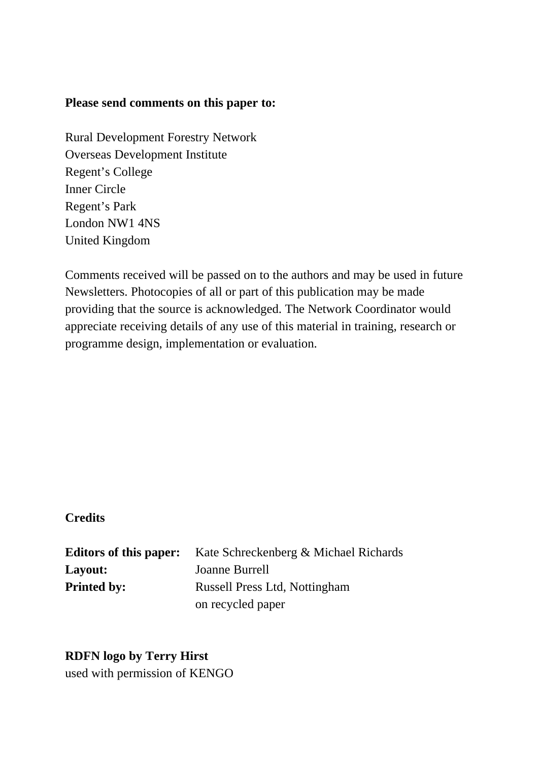**Please send comments on this paper to:**

Rural Development Forestry Network
Overseas Development Institute
Regent's College
Inner Circle
Regent's Park
London NW1 4NS
United Kingdom

Comments received will be passed on to the authors and may be used in future Newsletters. Photocopies of all or part of this publication may be made providing that the source is acknowledged. The Network Coordinator would appreciate receiving details of any use of this material in training, research or programme design, implementation or evaluation.

**Credits**

| | |
|---|---|
| **Editors of this paper:** | Kate Schreckenberg & Michael Richards |
| **Layout:** | Joanne Burrell |
| **Printed by:** | Russell Press Ltd, Nottingham on recycled paper |

**RDFN logo by Terry Hirst**
used with permission of KENGO